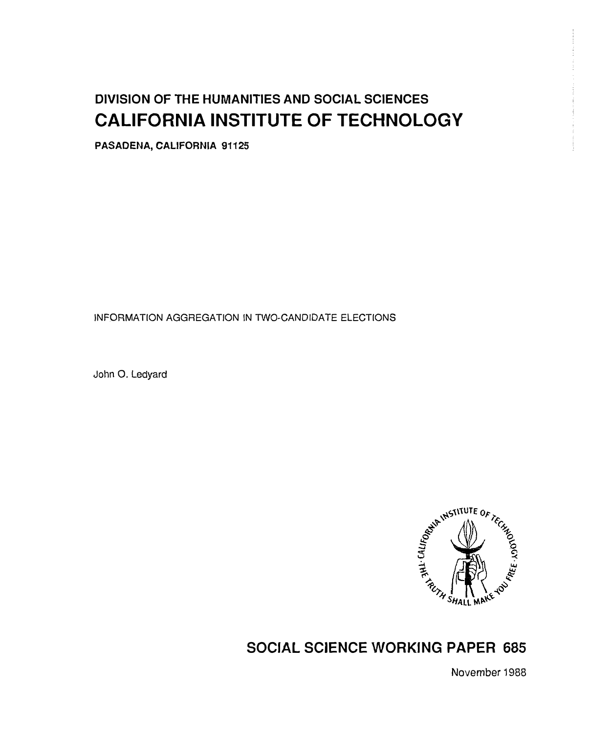# DIVISION OF THE HUMANITIES AND SOCIAL SCIENCES
# CALIFORNIA INSTITUTE OF TECHNOLOGY

**PASADENA, CALIFORNIA 91125**

INFORMATION AGGREGATION IN TWO-CANDIDATE ELECTIONS

John O. Ledyard

## SOCIAL SCIENCE WORKING PAPER 685

November 1988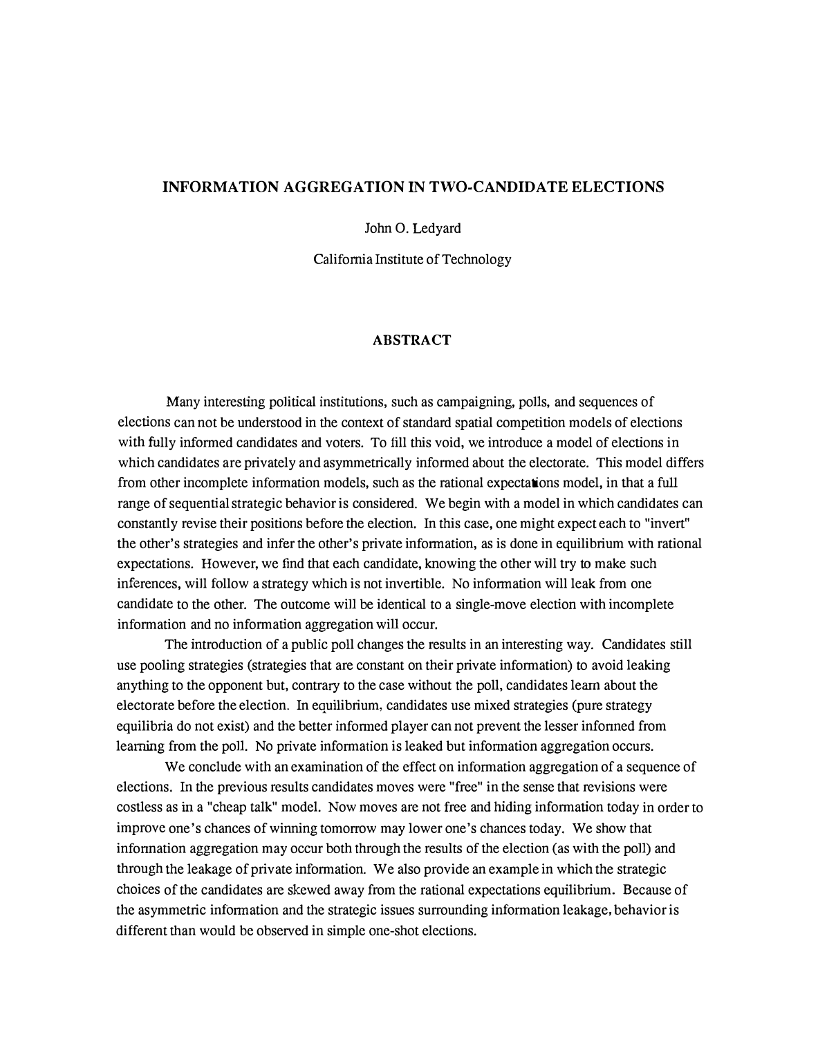# INFORMATION AGGREGATION IN TWO-CANDIDATE ELECTIONS

John O. Ledyard

California Institute of Technology

## ABSTRACT

Many interesting political institutions, such as campaigning, polls, and sequences of elections can not be understood in the context of standard spatial competition models of elections with fully informed candidates and voters. To fill this void, we introduce a model of elections in which candidates are privately and asymmetrically informed about the electorate. This model differs from other incomplete information models, such as the rational expectations model, in that a full range of sequential strategic behavior is considered. We begin with a model in which candidates can constantly revise their positions before the election. In this case, one might expect each to "invert" the other's strategies and infer the other's private information, as is done in equilibrium with rational expectations. However, we find that each candidate, knowing the other will try to make such inferences, will follow a strategy which is not invertible. No information will leak from one candidate to the other. The outcome will be identical to a single-move election with incomplete information and no information aggregation will occur.

The introduction of a public poll changes the results in an interesting way. Candidates still use pooling strategies (strategies that are constant on their private information) to avoid leaking anything to the opponent but, contrary to the case without the poll, candidates learn about the electorate before the election. In equilibrium, candidates use mixed strategies (pure strategy equilibria do not exist) and the better informed player can not prevent the lesser informed from learning from the poll. No private information is leaked but information aggregation occurs.

We conclude with an examination of the effect on information aggregation of a sequence of elections. In the previous results candidates moves were "free" in the sense that revisions were costless as in a "cheap talk" model. Now moves are not free and hiding information today in order to improve one's chances of winning tomorrow may lower one's chances today. We show that information aggregation may occur both through the results of the election (as with the poll) and through the leakage of private information. We also provide an example in which the strategic choices of the candidates are skewed away from the rational expectations equilibrium. Because of the asymmetric information and the strategic issues surrounding information leakage, behavior is different than would be observed in simple one-shot elections.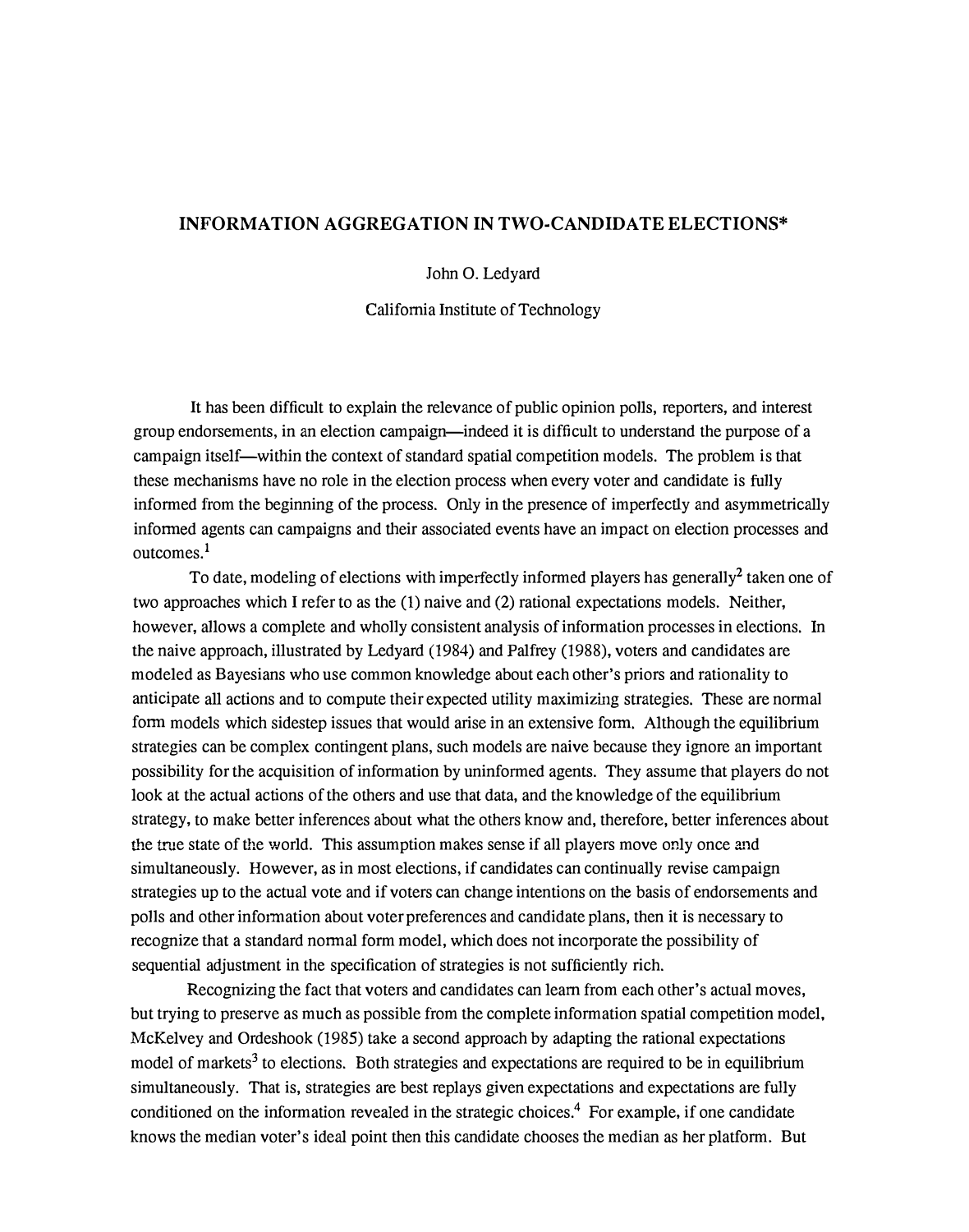# INFORMATION AGGREGATION IN TWO-CANDIDATE ELECTIONS*

John O. Ledyard

California Institute of Technology

It has been difficult to explain the relevance of public opinion polls, reporters, and interest group endorsements, in an election campaign—indeed it is difficult to understand the purpose of a campaign itself—within the context of standard spatial competition models. The problem is that these mechanisms have no role in the election process when every voter and candidate is fully informed from the beginning of the process. Only in the presence of imperfectly and asymmetrically informed agents can campaigns and their associated events have an impact on election processes and outcomes.[1]

To date, modeling of elections with imperfectly informed players has generally[2] taken one of two approaches which I refer to as the (1) naive and (2) rational expectations models. Neither, however, allows a complete and wholly consistent analysis of information processes in elections. In the naive approach, illustrated by Ledyard (1984) and Palfrey (1988), voters and candidates are modeled as Bayesians who use common knowledge about each other's priors and rationality to anticipate all actions and to compute their expected utility maximizing strategies. These are normal form models which sidestep issues that would arise in an extensive form. Although the equilibrium strategies can be complex contingent plans, such models are naive because they ignore an important possibility for the acquisition of information by uninformed agents. They assume that players do not look at the actual actions of the others and use that data, and the knowledge of the equilibrium strategy, to make better inferences about what the others know and, therefore, better inferences about the true state of the world. This assumption makes sense if all players move only once and simultaneously. However, as in most elections, if candidates can continually revise campaign strategies up to the actual vote and if voters can change intentions on the basis of endorsements and polls and other information about voter preferences and candidate plans, then it is necessary to recognize that a standard normal form model, which does not incorporate the possibility of sequential adjustment in the specification of strategies is not sufficiently rich.

Recognizing the fact that voters and candidates can learn from each other's actual moves, but trying to preserve as much as possible from the complete information spatial competition model, McKelvey and Ordeshook (1985) take a second approach by adapting the rational expectations model of markets[3] to elections. Both strategies and expectations are required to be in equilibrium simultaneously. That is, strategies are best replays given expectations and expectations are fully conditioned on the information revealed in the strategic choices.[4] For example, if one candidate knows the median voter's ideal point then this candidate chooses the median as her platform. But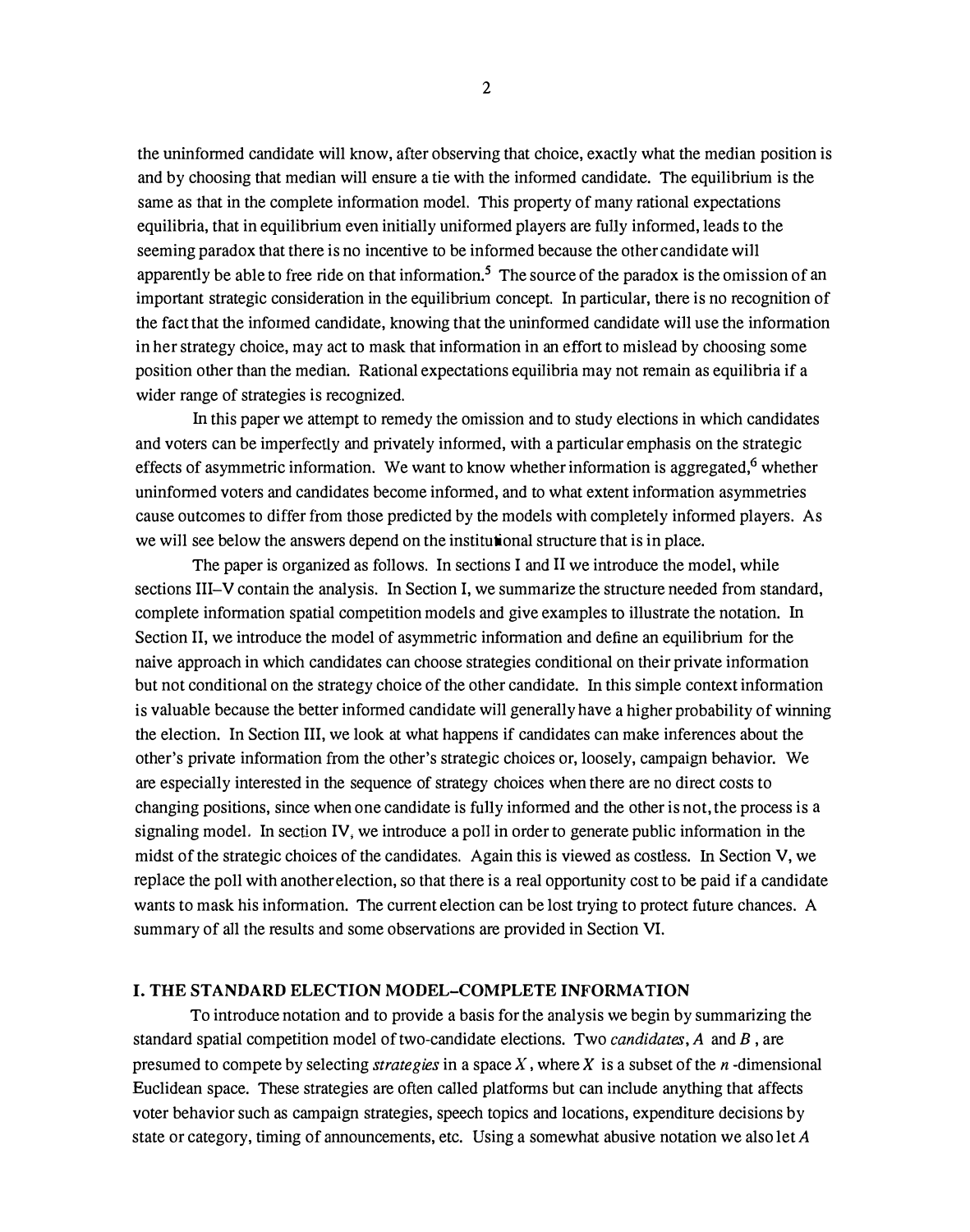the uninformed candidate will know, after observing that choice, exactly what the median position is and by choosing that median will ensure a tie with the informed candidate. The equilibrium is the same as that in the complete information model. This property of many rational expectations equilibria, that in equilibrium even initially uniformed players are fully informed, leads to the seeming paradox that there is no incentive to be informed because the other candidate will apparently be able to free ride on that information.[5] The source of the paradox is the omission of an important strategic consideration in the equilibrium concept. In particular, there is no recognition of the fact that the informed candidate, knowing that the uninformed candidate will use the information in her strategy choice, may act to mask that information in an effort to mislead by choosing some position other than the median. Rational expectations equilibria may not remain as equilibria if a wider range of strategies is recognized.

In this paper we attempt to remedy the omission and to study elections in which candidates and voters can be imperfectly and privately informed, with a particular emphasis on the strategic effects of asymmetric information. We want to know whether information is aggregated,[6] whether uninformed voters and candidates become informed, and to what extent information asymmetries cause outcomes to differ from those predicted by the models with completely informed players. As we will see below the answers depend on the institutional structure that is in place.

The paper is organized as follows. In sections I and II we introduce the model, while sections III–V contain the analysis. In Section I, we summarize the structure needed from standard, complete information spatial competition models and give examples to illustrate the notation. In Section II, we introduce the model of asymmetric information and define an equilibrium for the naive approach in which candidates can choose strategies conditional on their private information but not conditional on the strategy choice of the other candidate. In this simple context information is valuable because the better informed candidate will generally have a higher probability of winning the election. In Section III, we look at what happens if candidates can make inferences about the other's private information from the other's strategic choices or, loosely, campaign behavior. We are especially interested in the sequence of strategy choices when there are no direct costs to changing positions, since when one candidate is fully informed and the other is not, the process is a signaling model. In section IV, we introduce a poll in order to generate public information in the midst of the strategic choices of the candidates. Again this is viewed as costless. In Section V, we replace the poll with another election, so that there is a real opportunity cost to be paid if a candidate wants to mask his information. The current election can be lost trying to protect future chances. A summary of all the results and some observations are provided in Section VI.

## I. THE STANDARD ELECTION MODEL–COMPLETE INFORMATION

To introduce notation and to provide a basis for the analysis we begin by summarizing the standard spatial competition model of two-candidate elections. Two *candidates*, $A$ and $B$, are presumed to compete by selecting *strategies* in a space $X$, where $X$ is a subset of the $n$-dimensional Euclidean space. These strategies are often called platforms but can include anything that affects voter behavior such as campaign strategies, speech topics and locations, expenditure decisions by state or category, timing of announcements, etc. Using a somewhat abusive notation we also let $A$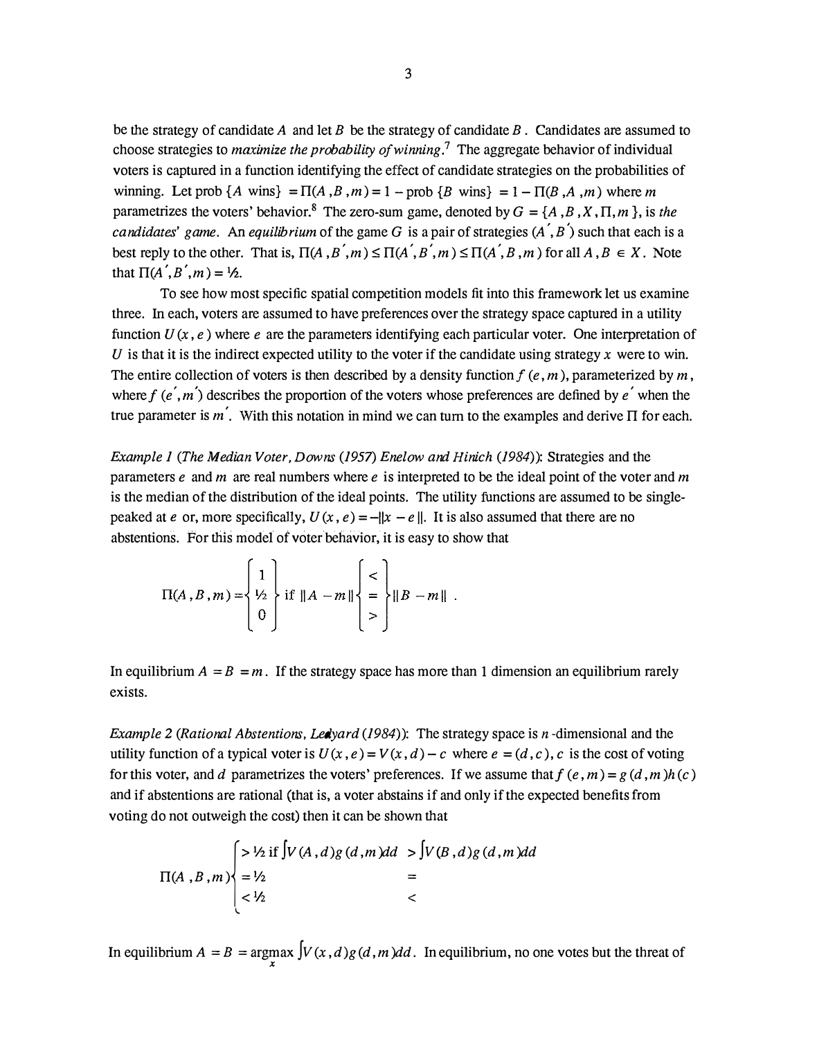be the strategy of candidate $A$ and let $B$ be the strategy of candidate $B$. Candidates are assumed to choose strategies to *maximize the probability of winning*.[7] The aggregate behavior of individual voters is captured in a function identifying the effect of candidate strategies on the probabilities of winning. Let prob $\{A \text{ wins}\} = \Pi(A, B, m) = 1 - \text{prob } \{B \text{ wins}\} = 1 - \Pi(B, A, m)$ where $m$ parametrizes the voters' behavior.[8] The zero-sum game, denoted by $G = \{A, B, X, \Pi, m\}$, is *the candidates' game*. An *equilibrium* of the game $G$ is a pair of strategies $(A', B')$ such that each is a best reply to the other. That is, $\Pi(A, B', m) \leq \Pi(A', B', m) \leq \Pi(A', B, m)$ for all $A, B \in X$. Note that $\Pi(A', B', m) = ½$.

To see how most specific spatial competition models fit into this framework let us examine three. In each, voters are assumed to have preferences over the strategy space captured in a utility function $U(x, e)$ where $e$ are the parameters identifying each particular voter. One interpretation of $U$ is that it is the indirect expected utility to the voter if the candidate using strategy $x$ were to win. The entire collection of voters is then described by a density function $f(e, m)$, parameterized by $m$, where $f(e', m')$ describes the proportion of the voters whose preferences are defined by $e'$ when the true parameter is $m'$. With this notation in mind we can turn to the examples and derive $\Pi$ for each.

*Example 1 (The Median Voter, Downs (1957) Enelow and Hinich (1984))*: Strategies and the parameters $e$ and $m$ are real numbers where $e$ is interpreted to be the ideal point of the voter and $m$ is the median of the distribution of the ideal points. The utility functions are assumed to be single-peaked at $e$ or, more specifically, $U(x, e) = -\|x - e\|$. It is also assumed that there are no abstentions. For this model of voter behavior, it is easy to show that

$$\Pi(A, B, m) = \begin{Bmatrix} 1 \\ ½ \\ 0 \end{Bmatrix} \text{ if } \|A - m\| \begin{Bmatrix} < \\ = \\ > \end{Bmatrix} \|B - m\| .$$

In equilibrium $A = B = m$. If the strategy space has more than 1 dimension an equilibrium rarely exists.

*Example 2 (Rational Abstentions, Ledyard (1984))*: The strategy space is $n$-dimensional and the utility function of a typical voter is $U(x, e) = V(x, d) - c$ where $e = (d, c)$, $c$ is the cost of voting for this voter, and $d$ parametrizes the voters' preferences. If we assume that $f(e, m) = g(d, m)h(c)$ and if abstentions are rational (that is, a voter abstains if and only if the expected benefits from voting do not outweigh the cost) then it can be shown that

$$\Pi(A, B, m) \begin{cases} > ½ \text{ if } \int V(A, d) g(d, m) dd & > \int V(B, d) g(d, m) dd \\ = ½ & = \\ < ½ & < \end{cases}$$

In equilibrium $A = B = \underset{x}{\text{argmax}} \int V(x, d) g(d, m) dd$. In equilibrium, no one votes but the threat of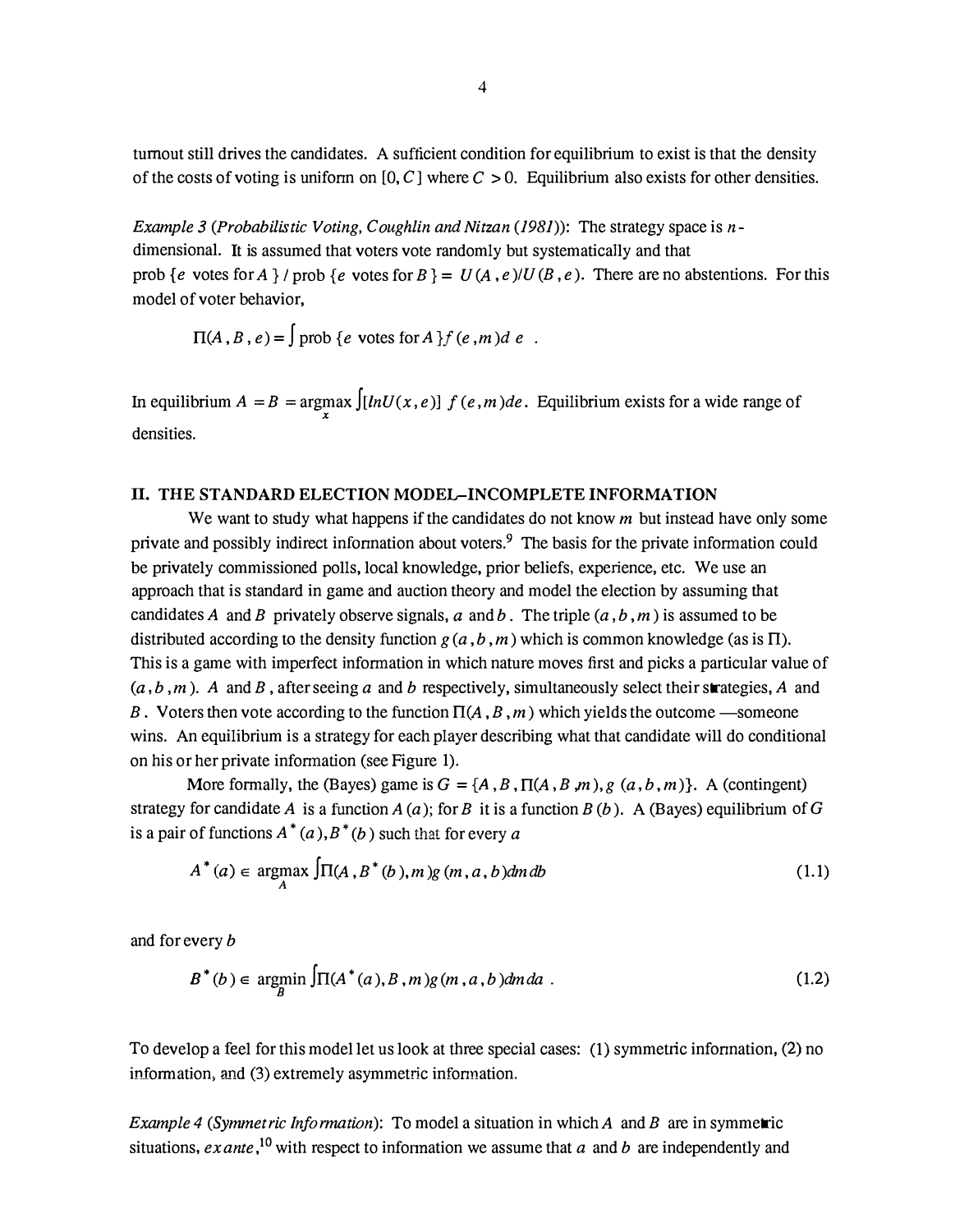turnout still drives the candidates. A sufficient condition for equilibrium to exist is that the density of the costs of voting is uniform on $[0, C]$ where $C > 0$. Equilibrium also exists for other densities.

*Example 3 (Probabilistic Voting, Coughlin and Nitzan (1981))*: The strategy space is $n$-dimensional. It is assumed that voters vote randomly but systematically and that prob $\{e$ votes for $A\}$ / prob $\{e$ votes for $B\} = U(A, e)/U(B, e)$. There are no abstentions. For this model of voter behavior,

$$\Pi(A, B, e) = \int \text{prob } \{e \text{ votes for } A\} f(e, m) de \ .$$

In equilibrium $A = B = \underset{x}{\text{argmax}} \int [lnU(x, e)] \ f(e, m) de$. Equilibrium exists for a wide range of densities.

## II. THE STANDARD ELECTION MODEL–INCOMPLETE INFORMATION

We want to study what happens if the candidates do not know $m$ but instead have only some private and possibly indirect information about voters.[9] The basis for the private information could be privately commissioned polls, local knowledge, prior beliefs, experience, etc. We use an approach that is standard in game and auction theory and model the election by assuming that candidates $A$ and $B$ privately observe signals, $a$ and $b$. The triple $(a, b, m)$ is assumed to be distributed according to the density function $g(a, b, m)$ which is common knowledge (as is $\Pi$). This is a game with imperfect information in which nature moves first and picks a particular value of $(a, b, m)$. $A$ and $B$, after seeing $a$ and $b$ respectively, simultaneously select their strategies, $A$ and $B$. Voters then vote according to the function $\Pi(A, B, m)$ which yields the outcome —someone wins. An equilibrium is a strategy for each player describing what that candidate will do conditional on his or her private information (see Figure 1).

More formally, the (Bayes) game is $G = \{A, B, \Pi(A, B, m), g(a, b, m)\}$. A (contingent) strategy for candidate $A$ is a function $A(a)$; for $B$ it is a function $B(b)$. A (Bayes) equilibrium of $G$ is a pair of functions $A^*(a), B^*(b)$ such that for every $a$

$$A^*(a) \in \underset{A}{\text{argmax}} \int \Pi(A, B^*(b), m) g(m, a, b) dm \, db \tag{1.1}$$

and for every $b$

$$B^*(b) \in \underset{B}{\text{argmin}} \int \Pi(A^*(a), B, m) g(m, a, b) dm \, da \ . \tag{1.2}$$

To develop a feel for this model let us look at three special cases: (1) symmetric information, (2) no information, and (3) extremely asymmetric information.

*Example 4 (Symmetric Information)*: To model a situation in which $A$ and $B$ are in symmetric situations, *ex ante*,[10] with respect to information we assume that $a$ and $b$ are independently and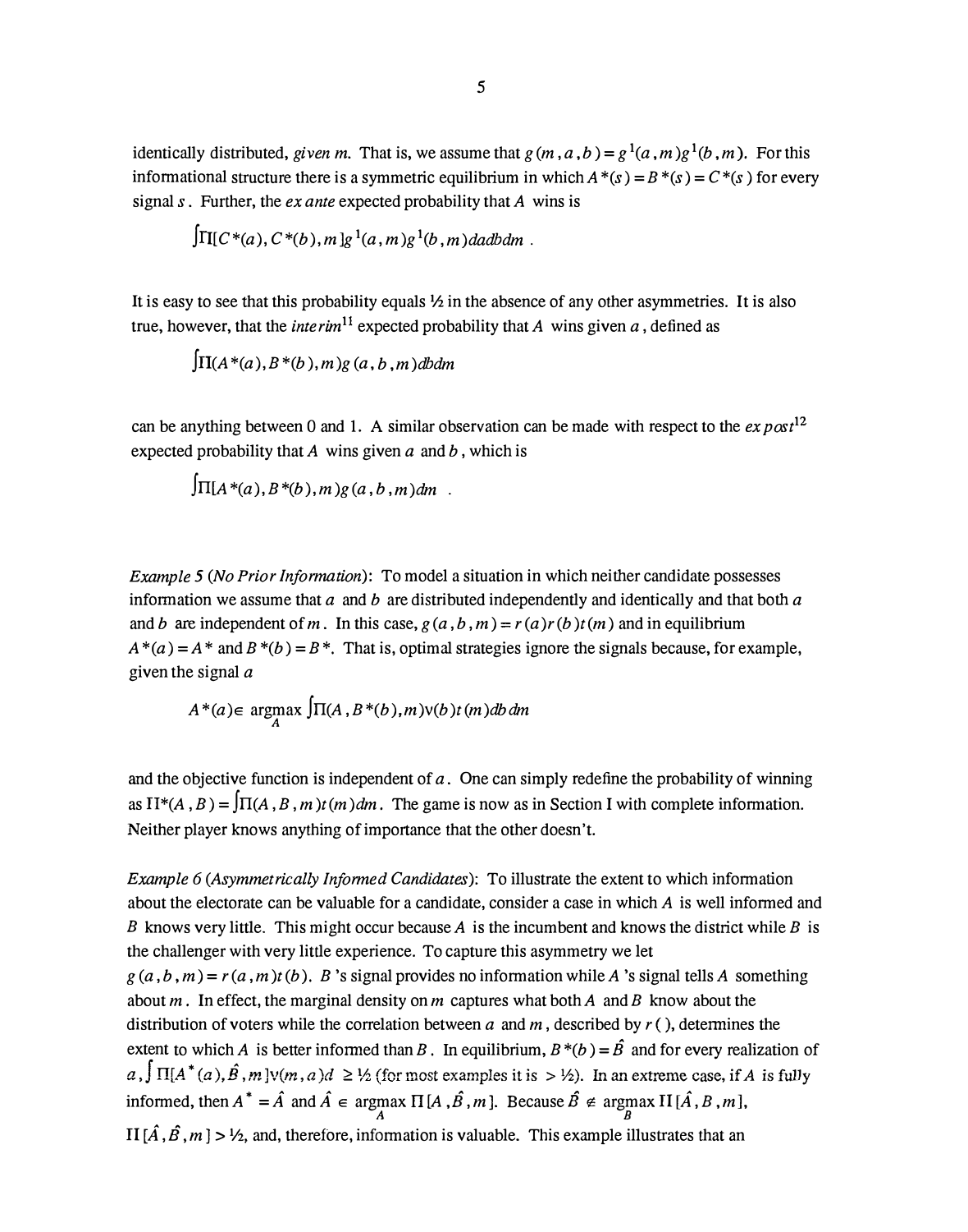identically distributed, *given m*. That is, we assume that $g(m,a,b) = g^1(a,m)g^1(b,m)$. For this informational structure there is a symmetric equilibrium in which $A^*(s) = B^*(s) = C^*(s)$ for every signal $s$. Further, the *ex ante* expected probability that $A$ wins is

$$\int \Pi[C^*(a), C^*(b), m] g^1(a,m) g^1(b,m) da db dm \ .$$

It is easy to see that this probability equals ½ in the absence of any other asymmetries. It is also true, however, that the *interim*[11] expected probability that $A$ wins given $a$, defined as

$$\int \Pi(A^*(a), B^*(b), m) g(a,b,m) db dm$$

can be anything between 0 and 1. A similar observation can be made with respect to the *ex post*[12] expected probability that $A$ wins given $a$ and $b$, which is

$$\int \Pi[A^*(a), B^*(b), m) g(a,b,m) dm \ .$$

*Example 5 (No Prior Information)*: To model a situation in which neither candidate possesses information we assume that $a$ and $b$ are distributed independently and identically and that both $a$ and $b$ are independent of $m$. In this case, $g(a,b,m) = r(a)r(b)t(m)$ and in equilibrium $A^*(a) = A^*$ and $B^*(b) = B^*$. That is, optimal strategies ignore the signals because, for example, given the signal $a$

$$A^*(a) \in \underset{A}{\operatorname{argmax}} \int \Pi(A, B^*(b), m) v(b) t(m) db\, dm$$

and the objective function is independent of $a$. One can simply redefine the probability of winning as $\Pi^*(A,B) = \int \Pi(A,B,m)t(m)dm$. The game is now as in Section I with complete information. Neither player knows anything of importance that the other doesn't.

*Example 6 (Asymmetrically Informed Candidates)*: To illustrate the extent to which information about the electorate can be valuable for a candidate, consider a case in which $A$ is well informed and $B$ knows very little. This might occur because $A$ is the incumbent and knows the district while $B$ is the challenger with very little experience. To capture this asymmetry we let $g(a,b,m) = r(a,m)t(b)$. $B$'s signal provides no information while $A$'s signal tells $A$ something about $m$. In effect, the marginal density on $m$ captures what both $A$ and $B$ know about the distribution of voters while the correlation between $a$ and $m$, described by $r(\,)$, determines the extent to which $A$ is better informed than $B$. In equilibrium, $B^*(b) = \hat{B}$ and for every realization of $a$, $\int \Pi[A^*(a), \hat{B}, m] v(m,a) d \geq$ ½ (for most examples it is > ½). In an extreme case, if $A$ is fully informed, then $A^* = \hat{A}$ and $\hat{A} \in \underset{A}{\operatorname{argmax}}\, \Pi[A, \hat{B}, m]$. Because $\hat{B} \notin \underset{B}{\operatorname{argmax}}\, \Pi[\hat{A}, B, m]$, $\Pi[\hat{A}, \hat{B}, m] >$ ½, and, therefore, information is valuable. This example illustrates that an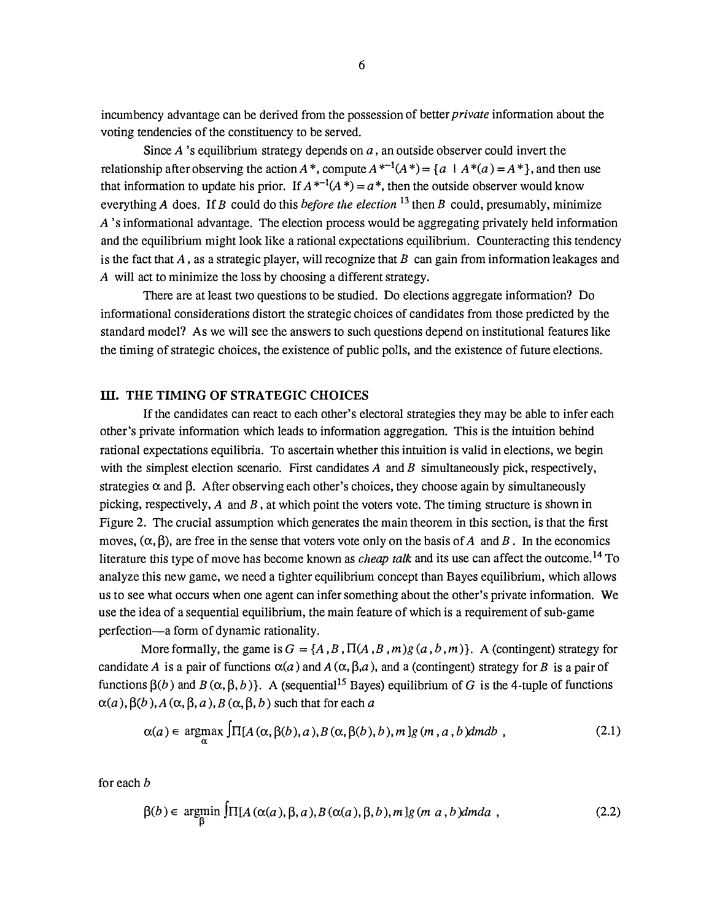incumbency advantage can be derived from the possession of better *private* information about the voting tendencies of the constituency to be served.

Since $A$ 's equilibrium strategy depends on $a$, an outside observer could invert the relationship after observing the action $A^*$, compute $A^{*-1}(A^*) = \{a \mid A^*(a) = A^*\}$, and then use that information to update his prior. If $A^{*-1}(A^*) = a^*$, then the outside observer would know everything $A$ does. If $B$ could do this *before the election* [13] then $B$ could, presumably, minimize $A$ 's informational advantage. The election process would be aggregating privately held information and the equilibrium might look like a rational expectations equilibrium. Counteracting this tendency is the fact that $A$, as a strategic player, will recognize that $B$ can gain from information leakages and $A$ will act to minimize the loss by choosing a different strategy.

There are at least two questions to be studied. Do elections aggregate information? Do informational considerations distort the strategic choices of candidates from those predicted by the standard model? As we will see the answers to such questions depend on institutional features like the timing of strategic choices, the existence of public polls, and the existence of future elections.

## III. THE TIMING OF STRATEGIC CHOICES

If the candidates can react to each other's electoral strategies they may be able to infer each other's private information which leads to information aggregation. This is the intuition behind rational expectations equilibria. To ascertain whether this intuition is valid in elections, we begin with the simplest election scenario. First candidates $A$ and $B$ simultaneously pick, respectively, strategies $\alpha$ and $\beta$. After observing each other's choices, they choose again by simultaneously picking, respectively, $A$ and $B$, at which point the voters vote. The timing structure is shown in Figure 2. The crucial assumption which generates the main theorem in this section, is that the first moves, $(\alpha, \beta)$, are free in the sense that voters vote only on the basis of $A$ and $B$. In the economics literature this type of move has become known as *cheap talk* and its use can affect the outcome.[14] To analyze this new game, we need a tighter equilibrium concept than Bayes equilibrium, which allows us to see what occurs when one agent can infer something about the other's private information. We use the idea of a sequential equilibrium, the main feature of which is a requirement of sub-game perfection—a form of dynamic rationality.

More formally, the game is $G = \{A, B, \Pi(A, B, m) g(a, b, m)\}$. A (contingent) strategy for candidate $A$ is a pair of functions $\alpha(a)$ and $A(\alpha, \beta, a)$, and a (contingent) strategy for $B$ is a pair of functions $\beta(b)$ and $B(\alpha, \beta, b)\}$. A (sequential[15] Bayes) equilibrium of $G$ is the 4-tuple of functions $\alpha(a), \beta(b), A(\alpha, \beta, a), B(\alpha, \beta, b)$ such that for each $a$

$$\alpha(a) \in \underset{\alpha}{\operatorname{argmax}} \int \Pi[A(\alpha, \beta(b), a), B(\alpha, \beta(b), b), m] g(m, a, b) dm db \; , \tag{2.1}$$

for each $b$

$$\beta(b) \in \underset{\beta}{\operatorname{argmin}} \int \Pi[A(\alpha(a), \beta, a), B(\alpha(a), \beta, b), m] g(m \; a, b) dm da \; , \tag{2.2}$$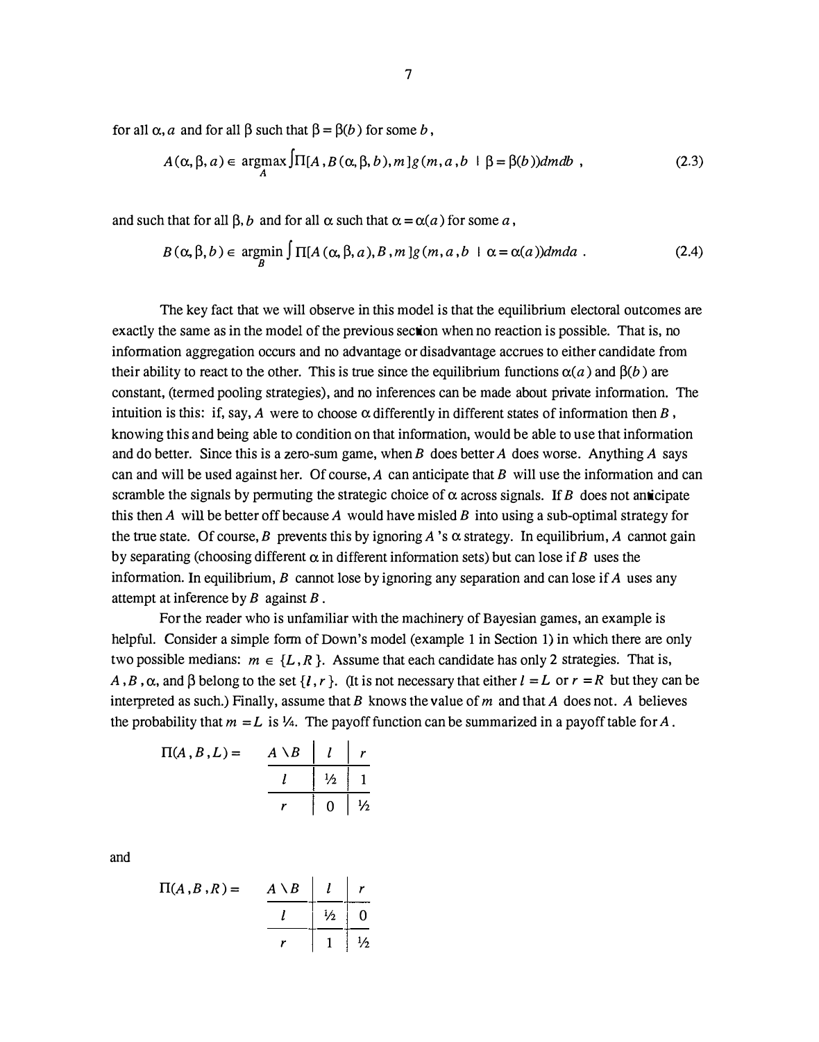for all $\alpha, a$ and for all $\beta$ such that $\beta = \beta(b)$ for some $b$,

$$A(\alpha, \beta, a) \in \underset{A}{\operatorname{argmax}} \int \Pi[A, B(\alpha, \beta, b), m] g(m, a, b \mid \beta = \beta(b)) dm db \ , \tag{2.3}$$

and such that for all $\beta, b$ and for all $\alpha$ such that $\alpha = \alpha(a)$ for some $a$,

$$B(\alpha, \beta, b) \in \underset{B}{\operatorname{argmin}} \int \Pi[A(\alpha, \beta, a), B, m] g(m, a, b \mid \alpha = \alpha(a)) dm da \ . \tag{2.4}$$

The key fact that we will observe in this model is that the equilibrium electoral outcomes are exactly the same as in the model of the previous section when no reaction is possible. That is, no information aggregation occurs and no advantage or disadvantage accrues to either candidate from their ability to react to the other. This is true since the equilibrium functions $\alpha(a)$ and $\beta(b)$ are constant, (termed pooling strategies), and no inferences can be made about private information. The intuition is this: if, say, $A$ were to choose $\alpha$ differently in different states of information then $B$, knowing this and being able to condition on that information, would be able to use that information and do better. Since this is a zero-sum game, when $B$ does better $A$ does worse. Anything $A$ says can and will be used against her. Of course, $A$ can anticipate that $B$ will use the information and can scramble the signals by permuting the strategic choice of $\alpha$ across signals. If $B$ does not anticipate this then $A$ will be better off because $A$ would have misled $B$ into using a sub-optimal strategy for the true state. Of course, $B$ prevents this by ignoring $A$ 's $\alpha$ strategy. In equilibrium, $A$ cannot gain by separating (choosing different $\alpha$ in different information sets) but can lose if $B$ uses the information. In equilibrium, $B$ cannot lose by ignoring any separation and can lose if $A$ uses any attempt at inference by $B$ against $B$.

For the reader who is unfamiliar with the machinery of Bayesian games, an example is helpful. Consider a simple form of Down's model (example 1 in Section 1) in which there are only two possible medians: $m \in \{L, R\}$. Assume that each candidate has only 2 strategies. That is, $A, B, \alpha$, and $\beta$ belong to the set $\{l, r\}$. (It is not necessary that either $l = L$ or $r = R$ but they can be interpreted as such.) Finally, assume that $B$ knows the value of $m$ and that $A$ does not. $A$ believes the probability that $m = L$ is ¼. The payoff function can be summarized in a payoff table for $A$.

$\Pi(A, B, L) =$

| $A \setminus B$ | $l$ | $r$ |
|---|---|---|
| $l$ | ½ | 1 |
| $r$ | 0 | ½ |

and

$\Pi(A, B, R) =$

| $A \setminus B$ | $l$ | $r$ |
|---|---|---|
| $l$ | ½ | 0 |
| $r$ | 1 | ½ |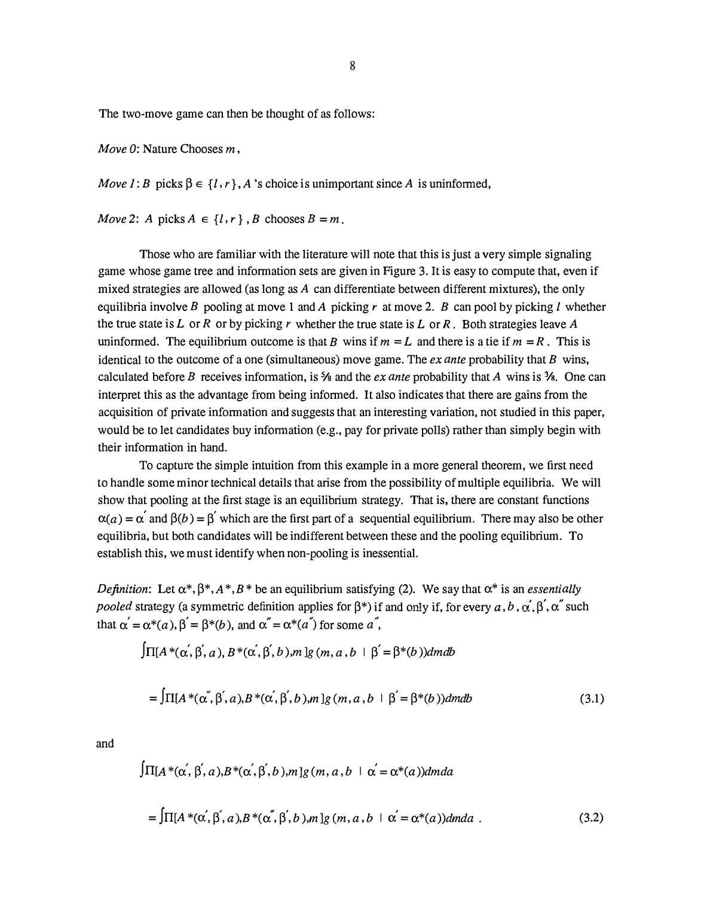The two-move game can then be thought of as follows:

*Move 0*: Nature Chooses $m$,

*Move 1*: $B$ picks $\beta \in \{l, r\}$, $A$'s choice is unimportant since $A$ is uninformed,

*Move 2*: $A$ picks $A \in \{l, r\}$, $B$ chooses $B = m$.

Those who are familiar with the literature will note that this is just a very simple signaling game whose game tree and information sets are given in Figure 3. It is easy to compute that, even if mixed strategies are allowed (as long as $A$ can differentiate between different mixtures), the only equilibria involve $B$ pooling at move 1 and $A$ picking $r$ at move 2. $B$ can pool by picking $l$ whether the true state is $L$ or $R$ or by picking $r$ whether the true state is $L$ or $R$. Both strategies leave $A$ uninformed. The equilibrium outcome is that $B$ wins if $m = L$ and there is a tie if $m = R$. This is identical to the outcome of a one (simultaneous) move game. The *ex ante* probability that $B$ wins, calculated before $B$ receives information, is $5/8$ and the *ex ante* probability that $A$ wins is $3/8$. One can interpret this as the advantage from being informed. It also indicates that there are gains from the acquisition of private information and suggests that an interesting variation, not studied in this paper, would be to let candidates buy information (e.g., pay for private polls) rather than simply begin with their information in hand.

To capture the simple intuition from this example in a more general theorem, we first need to handle some minor technical details that arise from the possibility of multiple equilibria. We will show that pooling at the first stage is an equilibrium strategy. That is, there are constant functions $\alpha(a) = \alpha'$ and $\beta(b) = \beta'$ which are the first part of a sequential equilibrium. There may also be other equilibria, but both candidates will be indifferent between these and the pooling equilibrium. To establish this, we must identify when non-pooling is inessential.

*Definition*: Let $\alpha^*, \beta^*, A^*, B^*$ be an equilibrium satisfying (2). We say that $\alpha^*$ is an *essentially pooled* strategy (a symmetric definition applies for $\beta^*$) if and only if, for every $a, b, \alpha', \beta', \alpha''$ such that $\alpha' = \alpha^*(a), \beta' = \beta^*(b)$, and $\alpha'' = \alpha^*(a'')$ for some $a''$,

$$\int \Pi[A^*(\alpha', \beta', a), B^*(\alpha', \beta', b), m] g(m, a, b \mid \beta' = \beta^*(b)) dm db$$

$$= \int \Pi[A^*(\alpha'', \beta', a), B^*(\alpha', \beta', b), m] g(m, a, b \mid \beta' = \beta^*(b)) dm db \tag{3.1}$$

and

$$\int \Pi[A^*(\alpha', \beta', a), B^*(\alpha', \beta', b), m] g(m, a, b \mid \alpha' = \alpha^*(a)) dm da$$

$$= \int \Pi[A^*(\alpha', \beta', a), B^*(\alpha'', \beta', b), m] g(m, a, b \mid \alpha' = \alpha^*(a)) dm da \, . \tag{3.2}$$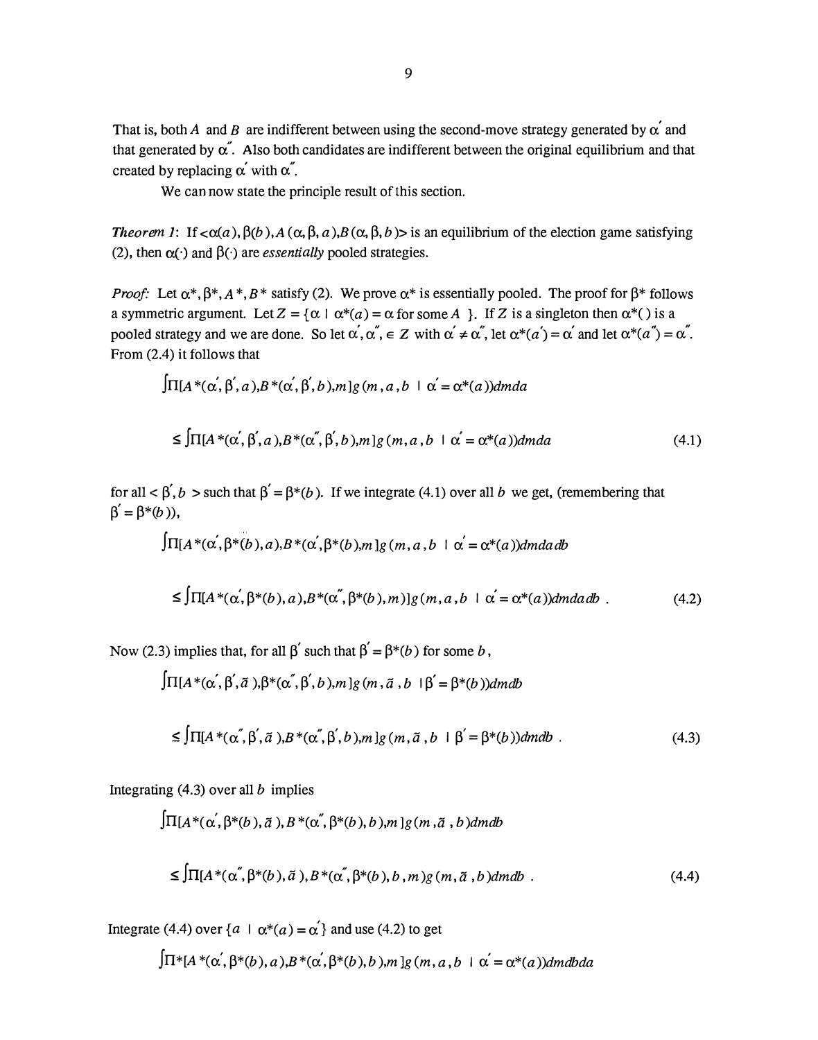That is, both $A$ and $B$ are indifferent between using the second-move strategy generated by $\alpha'$ and that generated by $\alpha''$. Also both candidates are indifferent between the original equilibrium and that created by replacing $\alpha'$ with $\alpha''$.

We can now state the principle result of this section.

*Theorem 1*: If $<\alpha(a), \beta(b), A(\alpha, \beta, a), B(\alpha, \beta, b)>$ is an equilibrium of the election game satisfying (2), then $\alpha(\cdot)$ and $\beta(\cdot)$ are *essentially* pooled strategies.

*Proof:* Let $\alpha^*, \beta^*, A^*, B^*$ satisfy (2). We prove $\alpha^*$ is essentially pooled. The proof for $\beta^*$ follows a symmetric argument. Let $Z = \{\alpha \mid \alpha^*(a) = \alpha \text{ for some } A\}$. If $Z$ is a singleton then $\alpha^*()$ is a pooled strategy and we are done. So let $\alpha', \alpha'', \in Z$ with $\alpha' \neq \alpha''$, let $\alpha^*(a') = \alpha'$ and let $\alpha^*(a'') = \alpha''$. From (2.4) it follows that

$$\int \Pi[A^*(\alpha', \beta', a), B^*(\alpha', \beta', b), m] g(m, a, b \mid \alpha' = \alpha^*(a)) dm da$$

$$\leq \int \Pi[A^*(\alpha', \beta', a), B^*(\alpha'', \beta', b), m] g(m, a, b \mid \alpha' = \alpha^*(a)) dm da \tag{4.1}$$

for all $< \beta', b >$ such that $\beta' = \beta^*(b)$. If we integrate (4.1) over all $b$ we get, (remembering that $\beta' = \beta^*(b)$),

$$\int \Pi[A^*(\alpha', \beta^*(b), a), B^*(\alpha', \beta^*(b), m] g(m, a, b \mid \alpha' = \alpha^*(a)) dm da db$$

$$\leq \int \Pi[A^*(\alpha', \beta^*(b), a), B^*(\alpha'', \beta^*(b), m)] g(m, a, b \mid \alpha' = \alpha^*(a)) dm da db \;. \tag{4.2}$$

Now (2.3) implies that, for all $\beta'$ such that $\beta' = \beta^*(b)$ for some $b$,

$$\int \Pi[A^*(\alpha', \beta', \tilde{a}), \beta^*(\alpha'', \beta', b), m] g(m, \tilde{a}, b \mid \beta' = \beta^*(b)) dm db$$

$$\leq \int \Pi[A^*(\alpha'', \beta', \tilde{a}), B^*(\alpha'', \beta', b), m] g(m, \tilde{a}, b \mid \beta' = \beta^*(b)) dm db \;. \tag{4.3}$$

Integrating (4.3) over all $b$ implies

$$\int \Pi[A^*(\alpha', \beta^*(b), \tilde{a}), B^*(\alpha'', \beta^*(b), b), m] g(m, \tilde{a}, b) dm db$$

$$\leq \int \Pi[A^*(\alpha'', \beta^*(b), \tilde{a}), B^*(\alpha'', \beta^*(b), b, m) g(m, \tilde{a}, b) dm db \;. \tag{4.4}$$

Integrate (4.4) over $\{a \mid \alpha^*(a) = \alpha'\}$ and use (4.2) to get

$$\int \Pi^*[A^*(\alpha', \beta^*(b), a), B^*(\alpha', \beta^*(b), b), m] g(m, a, b \mid \alpha' = \alpha^*(a)) dm db da$$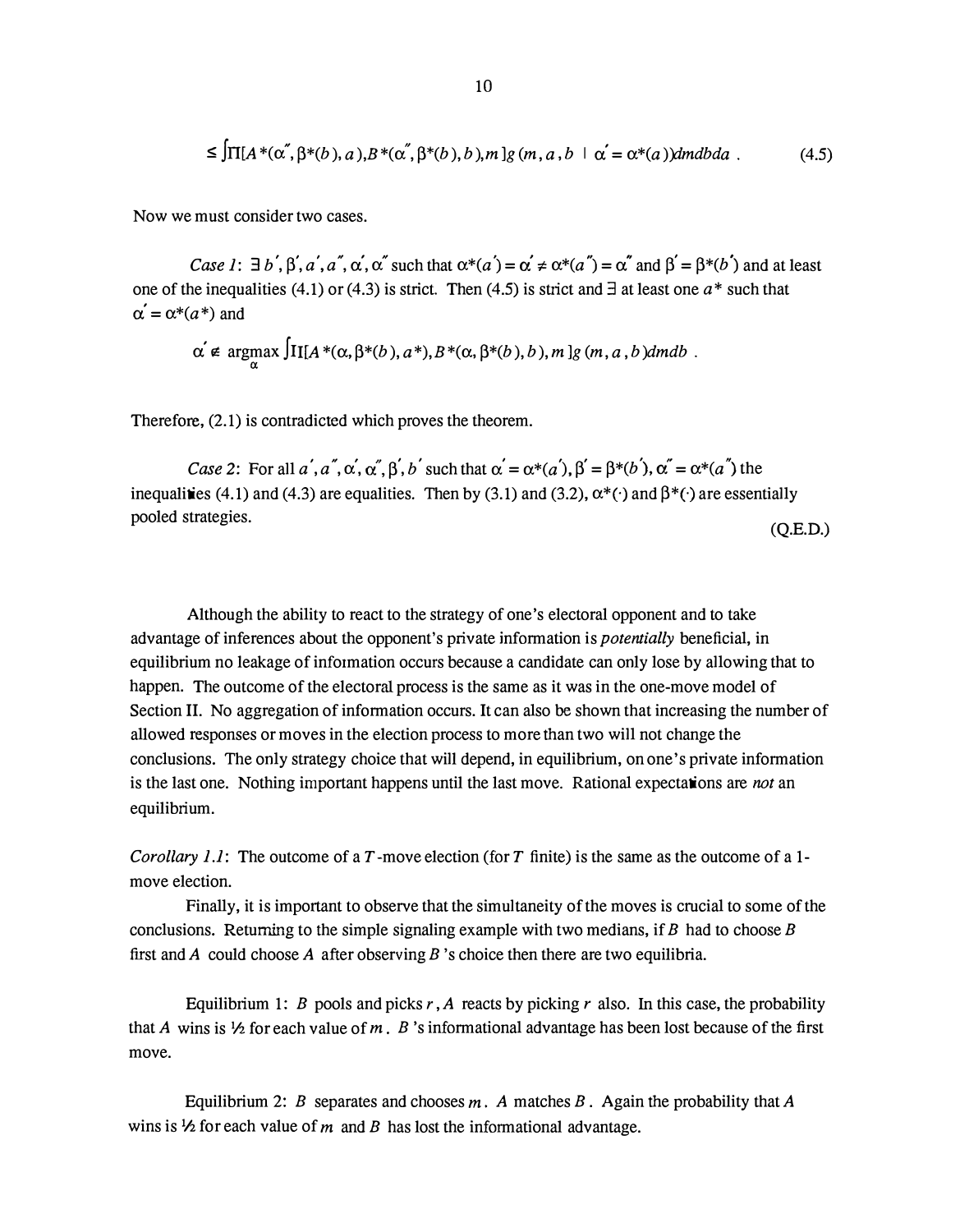$$\leq \int \Pi[A^*(\alpha'', \beta^*(b), a), B^*(\alpha'', \beta^*(b), b), m] g(m, a, b \mid \alpha' = \alpha^*(a)) dm db da \,. \tag{4.5}$$

Now we must consider two cases.

*Case 1*: $\exists\, b', \beta', a', a'', \alpha', \alpha''$ such that $\alpha^*(a') = \alpha' \neq \alpha^*(a'') = \alpha''$ and $\beta' = \beta^*(b')$ and at least one of the inequalities (4.1) or (4.3) is strict. Then (4.5) is strict and $\exists$ at least one $a^*$ such that $\alpha' = \alpha^*(a^*)$ and

$$\alpha' \notin \underset{\alpha}{\text{argmax}} \int \Pi[A^*(\alpha, \beta^*(b), a^*), B^*(\alpha, \beta^*(b), b), m] g(m, a, b) dm db \,.$$

Therefore, (2.1) is contradicted which proves the theorem.

*Case 2*: For all $a', a'', \alpha', \alpha'', \beta', b'$ such that $\alpha' = \alpha^*(a'), \beta' = \beta^*(b'), \alpha'' = \alpha^*(a'')$ the inequalities (4.1) and (4.3) are equalities. Then by (3.1) and (3.2), $\alpha^*(\cdot)$ and $\beta^*(\cdot)$ are essentially pooled strategies.

(Q.E.D.)

Although the ability to react to the strategy of one's electoral opponent and to take advantage of inferences about the opponent's private information is *potentially* beneficial, in equilibrium no leakage of information occurs because a candidate can only lose by allowing that to happen. The outcome of the electoral process is the same as it was in the one-move model of Section II. No aggregation of information occurs. It can also be shown that increasing the number of allowed responses or moves in the election process to more than two will not change the conclusions. The only strategy choice that will depend, in equilibrium, on one's private information is the last one. Nothing important happens until the last move. Rational expectations are *not* an equilibrium.

*Corollary 1.1*: The outcome of a $T$-move election (for $T$ finite) is the same as the outcome of a 1-move election.

Finally, it is important to observe that the simultaneity of the moves is crucial to some of the conclusions. Returning to the simple signaling example with two medians, if $B$ had to choose $B$ first and $A$ could choose $A$ after observing $B$'s choice then there are two equilibria.

Equilibrium 1: $B$ pools and picks $r$, $A$ reacts by picking $r$ also. In this case, the probability that $A$ wins is ½ for each value of $m$. $B$'s informational advantage has been lost because of the first move.

Equilibrium 2: $B$ separates and chooses $m$. $A$ matches $B$. Again the probability that $A$ wins is ½ for each value of $m$ and $B$ has lost the informational advantage.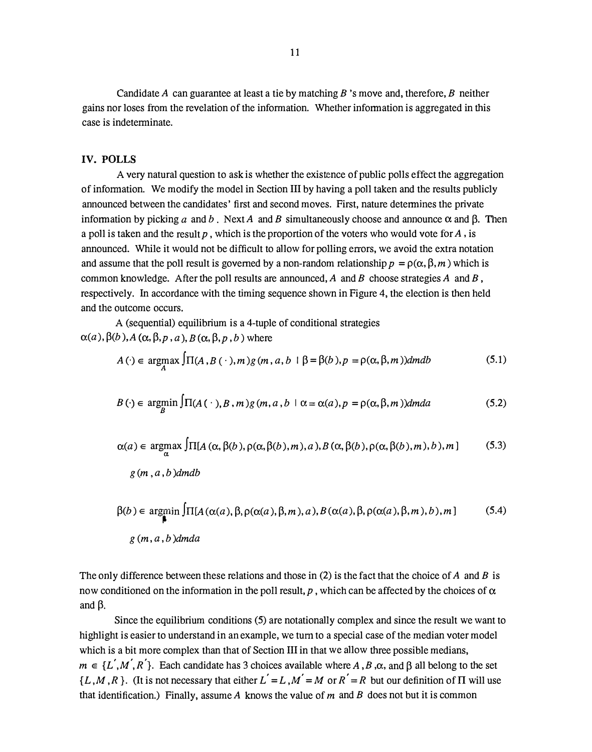Candidate $A$ can guarantee at least a tie by matching $B$'s move and, therefore, $B$ neither gains nor loses from the revelation of the information. Whether information is aggregated in this case is indeterminate.

## IV. POLLS

A very natural question to ask is whether the existence of public polls effect the aggregation of information. We modify the model in Section III by having a poll taken and the results publicly announced between the candidates' first and second moves. First, nature determines the private information by picking $a$ and $b$. Next $A$ and $B$ simultaneously choose and announce $\alpha$ and $\beta$. Then a poll is taken and the result $p$, which is the proportion of the voters who would vote for $A$, is announced. While it would not be difficult to allow for polling errors, we avoid the extra notation and assume that the poll result is governed by a non-random relationship $p = \rho(\alpha, \beta, m)$ which is common knowledge. After the poll results are announced, $A$ and $B$ choose strategies $A$ and $B$, respectively. In accordance with the timing sequence shown in Figure 4, the election is then held and the outcome occurs.

A (sequential) equilibrium is a 4-tuple of conditional strategies $\alpha(a), \beta(b), A(\alpha, \beta, p, a), B(\alpha, \beta, p, b)$ where

$$A(\cdot) \in \underset{A}{\operatorname{argmax}} \int \Pi(A, B(\cdot), m) g(m, a, b \mid \beta = \beta(b), p = \rho(\alpha, \beta, m)) dm db \tag{5.1}$$

$$B(\cdot) \in \underset{B}{\operatorname{argmin}} \int \Pi(A(\cdot), B, m) g(m, a, b \mid \alpha = \alpha(a), p = \rho(\alpha, \beta, m)) dm da \tag{5.2}$$

$$\alpha(a) \in \underset{\alpha}{\operatorname{argmax}} \int \Pi[A(\alpha, \beta(b), \rho(\alpha, \beta(b), m), a), B(\alpha, \beta(b), \rho(\alpha, \beta(b), m), b), m] \, g(m, a, b) dm db \tag{5.3}$$

$$\beta(b) \in \underset{\beta}{\operatorname{argmin}} \int \Pi[A(\alpha(a), \beta, \rho(\alpha(a), \beta, m), a), B(\alpha(a), \beta, \rho(\alpha(a), \beta, m), b), m] \, g(m, a, b) dm da \tag{5.4}$$

The only difference between these relations and those in (2) is the fact that the choice of $A$ and $B$ is now conditioned on the information in the poll result, $p$, which can be affected by the choices of $\alpha$ and $\beta$.

Since the equilibrium conditions (5) are notationally complex and since the result we want to highlight is easier to understand in an example, we turn to a special case of the median voter model which is a bit more complex than that of Section III in that we allow three possible medians, $m \in \{L', M', R'\}$. Each candidate has 3 choices available where $A, B, \alpha$, and $\beta$ all belong to the set $\{L, M, R\}$. (It is not necessary that either $L' = L, M' = M$ or $R' = R$ but our definition of $\Pi$ will use that identification.) Finally, assume $A$ knows the value of $m$ and $B$ does not but it is common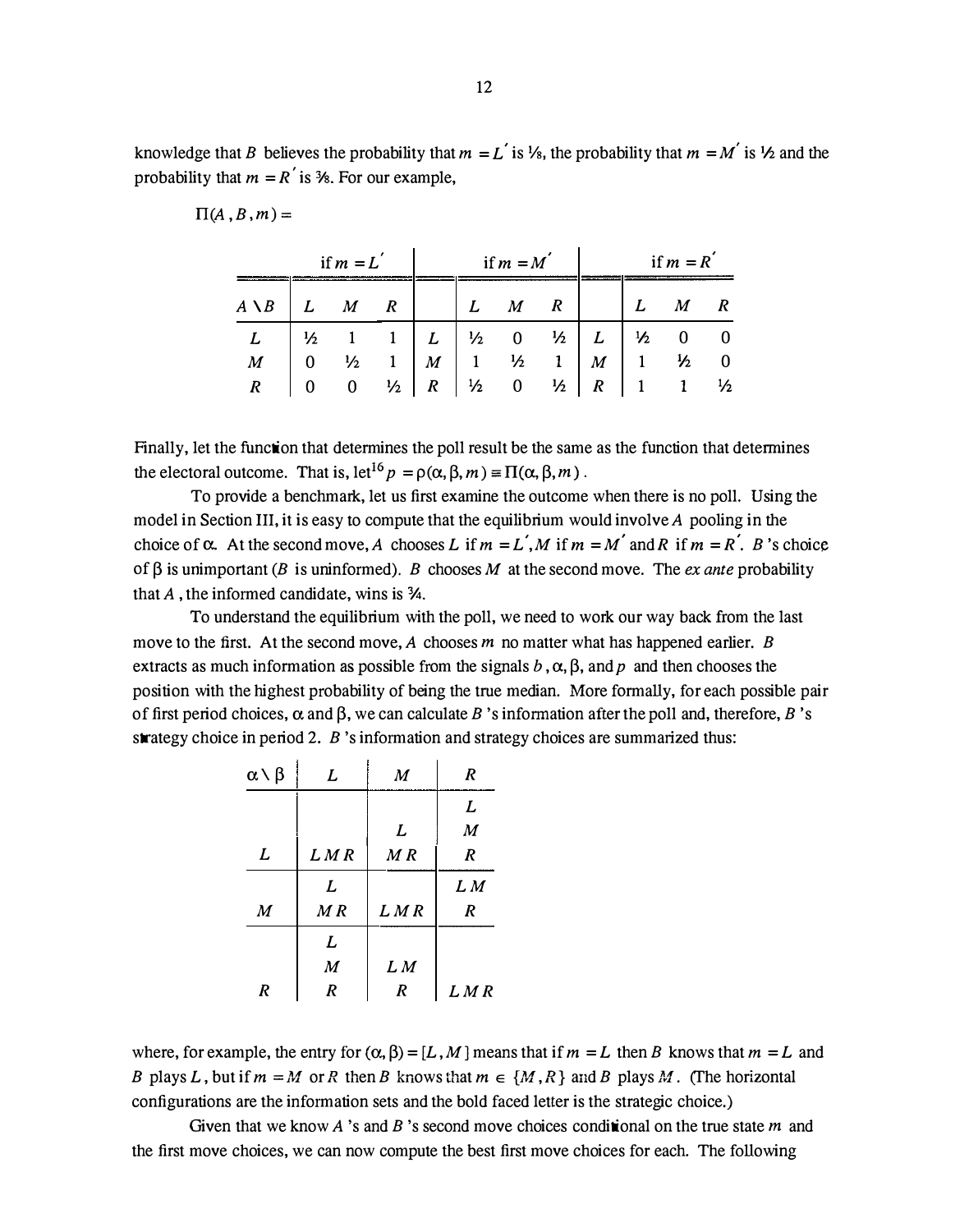knowledge that $B$ believes the probability that $m = L'$ is ⅛, the probability that $m = M'$ is ½ and the probability that $m = R'$ is ⅜. For our example,

$\Pi(A, B, m) =$

| | if $m = L'$ | | | | if $m = M'$ | | | | if $m = R'$ | | |
|---|---|---|---|---|---|---|---|---|---|---|---|
| $A \setminus B$ | $L$ | $M$ | $R$ | | $L$ | $M$ | $R$ | | $L$ | $M$ | $R$ |
| $L$ | ½ | 1 | 1 | $L$ | ½ | 0 | ½ | $L$ | ½ | 0 | 0 |
| $M$ | 0 | ½ | 1 | $M$ | 1 | ½ | 1 | $M$ | 1 | ½ | 0 |
| $R$ | 0 | 0 | ½ | $R$ | ½ | 0 | ½ | $R$ | 1 | 1 | ½ |

Finally, let the function that determines the poll result be the same as the function that determines the electoral outcome. That is, let[16] $p = \rho(\alpha, \beta, m) \equiv \Pi(\alpha, \beta, m)$.

To provide a benchmark, let us first examine the outcome when there is no poll. Using the model in Section III, it is easy to compute that the equilibrium would involve $A$ pooling in the choice of $\alpha$. At the second move, $A$ chooses $L$ if $m = L'$, $M$ if $m = M'$ and $R$ if $m = R'$. $B$'s choice of $\beta$ is unimportant ($B$ is uninformed). $B$ chooses $M$ at the second move. The *ex ante* probability that $A$, the informed candidate, wins is ¾.

To understand the equilibrium with the poll, we need to work our way back from the last move to the first. At the second move, $A$ chooses $m$ no matter what has happened earlier. $B$ extracts as much information as possible from the signals $b$, $\alpha$, $\beta$, and $p$ and then chooses the position with the highest probability of being the true median. More formally, for each possible pair of first period choices, $\alpha$ and $\beta$, we can calculate $B$'s information after the poll and, therefore, $B$'s strategy choice in period 2. $B$'s information and strategy choices are summarized thus:

| $\alpha \setminus \beta$ | $L$ | $M$ | $R$ |
|---|---|---|---|
| $L$ | $LMR$ | $L$ / $MR$ | $L$ / $M$ / $R$ |
| $M$ | $L$ / $MR$ | $LMR$ | $LM$ / $R$ |
| $R$ | $L$ / $M$ / $R$ | $LM$ / $R$ | $LMR$ |

where, for example, the entry for $(\alpha, \beta) = [L, M]$ means that if $m = L$ then $B$ knows that $m = L$ and $B$ plays $L$, but if $m = M$ or $R$ then $B$ knows that $m \in \{M, R\}$ and $B$ plays $M$. (The horizontal configurations are the information sets and the bold faced letter is the strategic choice.)

Given that we know $A$'s and $B$'s second move choices conditional on the true state $m$ and the first move choices, we can now compute the best first move choices for each. The following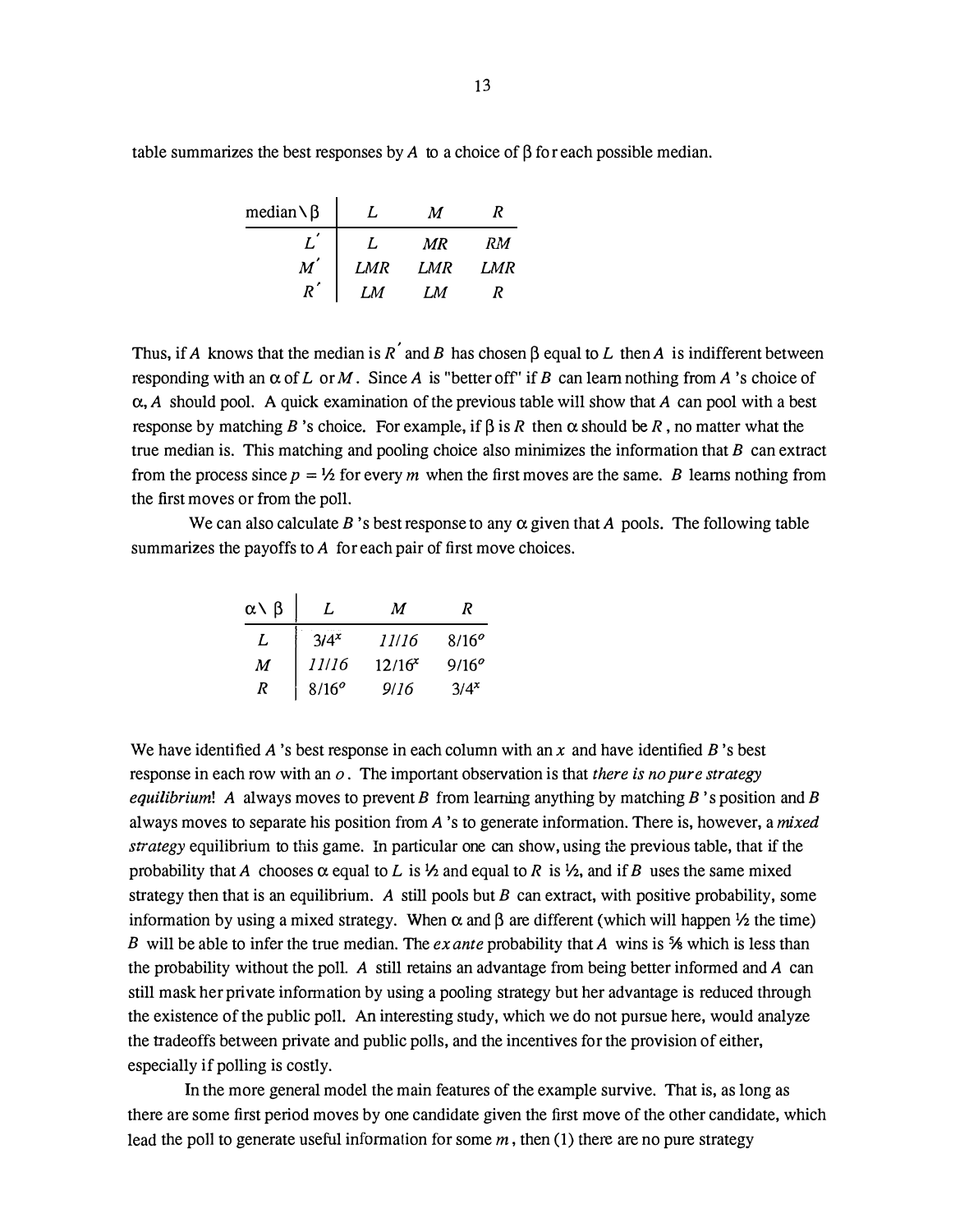table summarizes the best responses by $A$ to a choice of $\beta$ for each possible median.

| median \ $\beta$ | $L$ | $M$ | $R$ |
|---|---|---|---|
| $L'$ | $L$ | $MR$ | $RM$ |
| $M'$ | $LMR$ | $LMR$ | $LMR$ |
| $R'$ | $LM$ | $LM$ | $R$ |

Thus, if $A$ knows that the median is $R'$ and $B$ has chosen $\beta$ equal to $L$ then $A$ is indifferent between responding with an $\alpha$ of $L$ or $M$. Since $A$ is "better off" if $B$ can learn nothing from $A$ 's choice of $\alpha$, $A$ should pool. A quick examination of the previous table will show that $A$ can pool with a best response by matching $B$ 's choice. For example, if $\beta$ is $R$ then $\alpha$ should be $R$, no matter what the true median is. This matching and pooling choice also minimizes the information that $B$ can extract from the process since $p = ½$ for every $m$ when the first moves are the same. $B$ learns nothing from the first moves or from the poll.

We can also calculate $B$ 's best response to any $\alpha$ given that $A$ pools. The following table summarizes the payoffs to $A$ for each pair of first move choices.

| $\alpha$ \ $\beta$ | $L$ | $M$ | $R$ |
|---|---|---|---|
| $L$ | $3/4^x$ | $11/16$ | $8/16^o$ |
| $M$ | $11/16$ | $12/16^x$ | $9/16^o$ |
| $R$ | $8/16^o$ | $9/16$ | $3/4^x$ |

We have identified $A$ 's best response in each column with an $x$ and have identified $B$ 's best response in each row with an $o$. The important observation is that *there is no pure strategy equilibrium*! $A$ always moves to prevent $B$ from learning anything by matching $B$ 's position and $B$ always moves to separate his position from $A$ 's to generate information. There is, however, a *mixed strategy* equilibrium to this game. In particular one can show, using the previous table, that if the probability that $A$ chooses $\alpha$ equal to $L$ is ½ and equal to $R$ is ½, and if $B$ uses the same mixed strategy then that is an equilibrium. $A$ still pools but $B$ can extract, with positive probability, some information by using a mixed strategy. When $\alpha$ and $\beta$ are different (which will happen ½ the time) $B$ will be able to infer the true median. The *ex ante* probability that $A$ wins is ⅝ which is less than the probability without the poll. $A$ still retains an advantage from being better informed and $A$ can still mask her private information by using a pooling strategy but her advantage is reduced through the existence of the public poll. An interesting study, which we do not pursue here, would analyze the tradeoffs between private and public polls, and the incentives for the provision of either, especially if polling is costly.

In the more general model the main features of the example survive. That is, as long as there are some first period moves by one candidate given the first move of the other candidate, which lead the poll to generate useful information for some $m$, then (1) there are no pure strategy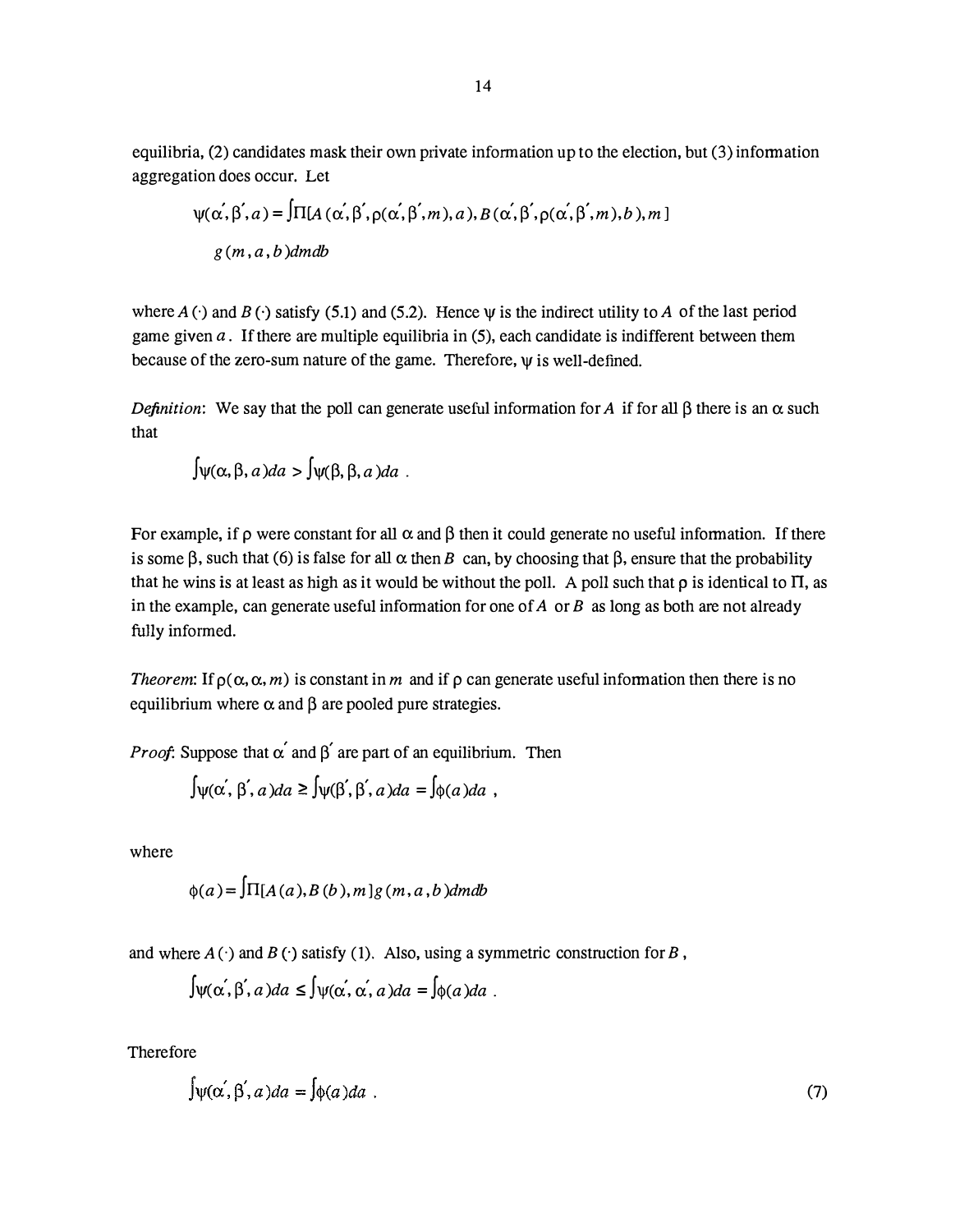equilibria, (2) candidates mask their own private information up to the election, but (3) information aggregation does occur. Let

$$\psi(\alpha', \beta', a) = \int \Pi[A(\alpha', \beta', \rho(\alpha', \beta', m), a), B(\alpha', \beta', \rho(\alpha', \beta', m), b), m]$$
$$g(m, a, b)dmdb$$

where $A(\cdot)$ and $B(\cdot)$ satisfy (5.1) and (5.2). Hence $\psi$ is the indirect utility to $A$ of the last period game given $a$. If there are multiple equilibria in (5), each candidate is indifferent between them because of the zero-sum nature of the game. Therefore, $\psi$ is well-defined.

*Definition*: We say that the poll can generate useful information for $A$ if for all $\beta$ there is an $\alpha$ such that

$$\int \psi(\alpha, \beta, a)da > \int \psi(\beta, \beta, a)da \ .$$

For example, if $\rho$ were constant for all $\alpha$ and $\beta$ then it could generate no useful information. If there is some $\beta$, such that (6) is false for all $\alpha$ then $B$ can, by choosing that $\beta$, ensure that the probability that he wins is at least as high as it would be without the poll. A poll such that $\rho$ is identical to $\Pi$, as in the example, can generate useful information for one of $A$ or $B$ as long as both are not already fully informed.

*Theorem*: If $\rho(\alpha, \alpha, m)$ is constant in $m$ and if $\rho$ can generate useful information then there is no equilibrium where $\alpha$ and $\beta$ are pooled pure strategies.

*Proof*: Suppose that $\alpha'$ and $\beta'$ are part of an equilibrium. Then

$$\int \psi(\alpha', \beta', a)da \geq \int \psi(\beta', \beta', a)da = \int \phi(a)da \ ,$$

where

$$\phi(a) = \int \Pi[A(a), B(b), m]g(m, a, b)dmdb$$

and where $A(\cdot)$ and $B(\cdot)$ satisfy (1). Also, using a symmetric construction for $B$,

$$\int \psi(\alpha', \beta', a)da \leq \int \psi(\alpha', \alpha', a)da = \int \phi(a)da \ .$$

Therefore

$$\int \psi(\alpha', \beta', a)da = \int \phi(a)da \ . \tag{7}$$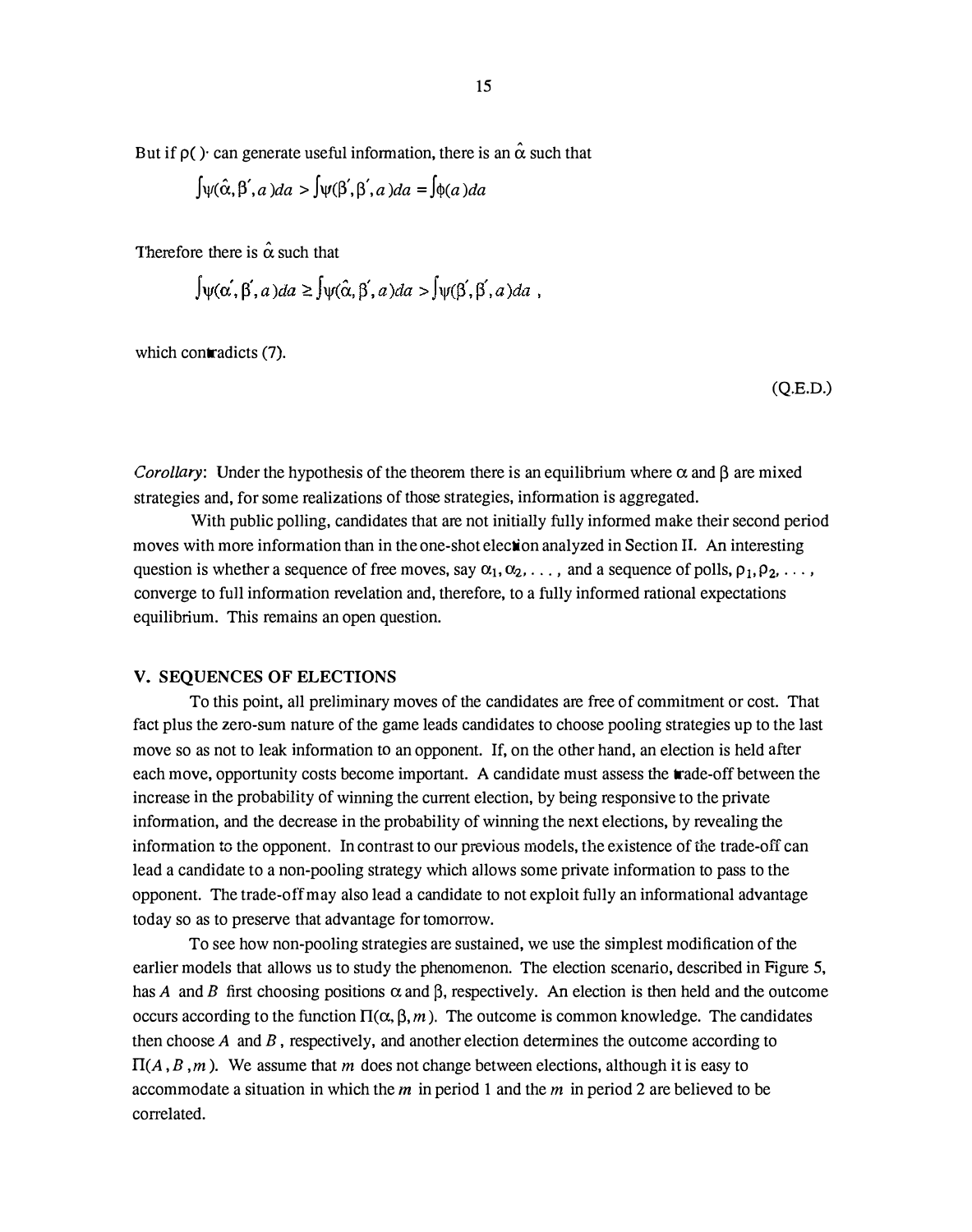But if $\rho(\,)\cdot$ can generate useful information, there is an $\hat{\alpha}$ such that

$$\int \psi(\hat{\alpha}, \beta', a)da > \int \psi(\beta', \beta', a)da = \int \phi(a)da$$

Therefore there is $\hat{\alpha}$ such that

$$\int \psi(\alpha', \beta', a)da \geq \int \psi(\hat{\alpha}, \beta', a)da > \int \psi(\beta', \beta', a)da \ ,$$

which contradicts (7).

(Q.E.D.)

*Corollary*: Under the hypothesis of the theorem there is an equilibrium where $\alpha$ and $\beta$ are mixed strategies and, for some realizations of those strategies, information is aggregated.

With public polling, candidates that are not initially fully informed make their second period moves with more information than in the one-shot election analyzed in Section II. An interesting question is whether a sequence of free moves, say $\alpha_1, \alpha_2, \ldots$, and a sequence of polls, $\rho_1, \rho_2, \ldots$, converge to full information revelation and, therefore, to a fully informed rational expectations equilibrium. This remains an open question.

## V. SEQUENCES OF ELECTIONS

To this point, all preliminary moves of the candidates are free of commitment or cost. That fact plus the zero-sum nature of the game leads candidates to choose pooling strategies up to the last move so as not to leak information to an opponent. If, on the other hand, an election is held after each move, opportunity costs become important. A candidate must assess the trade-off between the increase in the probability of winning the current election, by being responsive to the private information, and the decrease in the probability of winning the next elections, by revealing the information to the opponent. In contrast to our previous models, the existence of the trade-off can lead a candidate to a non-pooling strategy which allows some private information to pass to the opponent. The trade-off may also lead a candidate to not exploit fully an informational advantage today so as to preserve that advantage for tomorrow.

To see how non-pooling strategies are sustained, we use the simplest modification of the earlier models that allows us to study the phenomenon. The election scenario, described in Figure 5, has $A$ and $B$ first choosing positions $\alpha$ and $\beta$, respectively. An election is then held and the outcome occurs according to the function $\Pi(\alpha, \beta, m)$. The outcome is common knowledge. The candidates then choose $A$ and $B$, respectively, and another election determines the outcome according to $\Pi(A, B, m)$. We assume that $m$ does not change between elections, although it is easy to accommodate a situation in which the $m$ in period 1 and the $m$ in period 2 are believed to be correlated.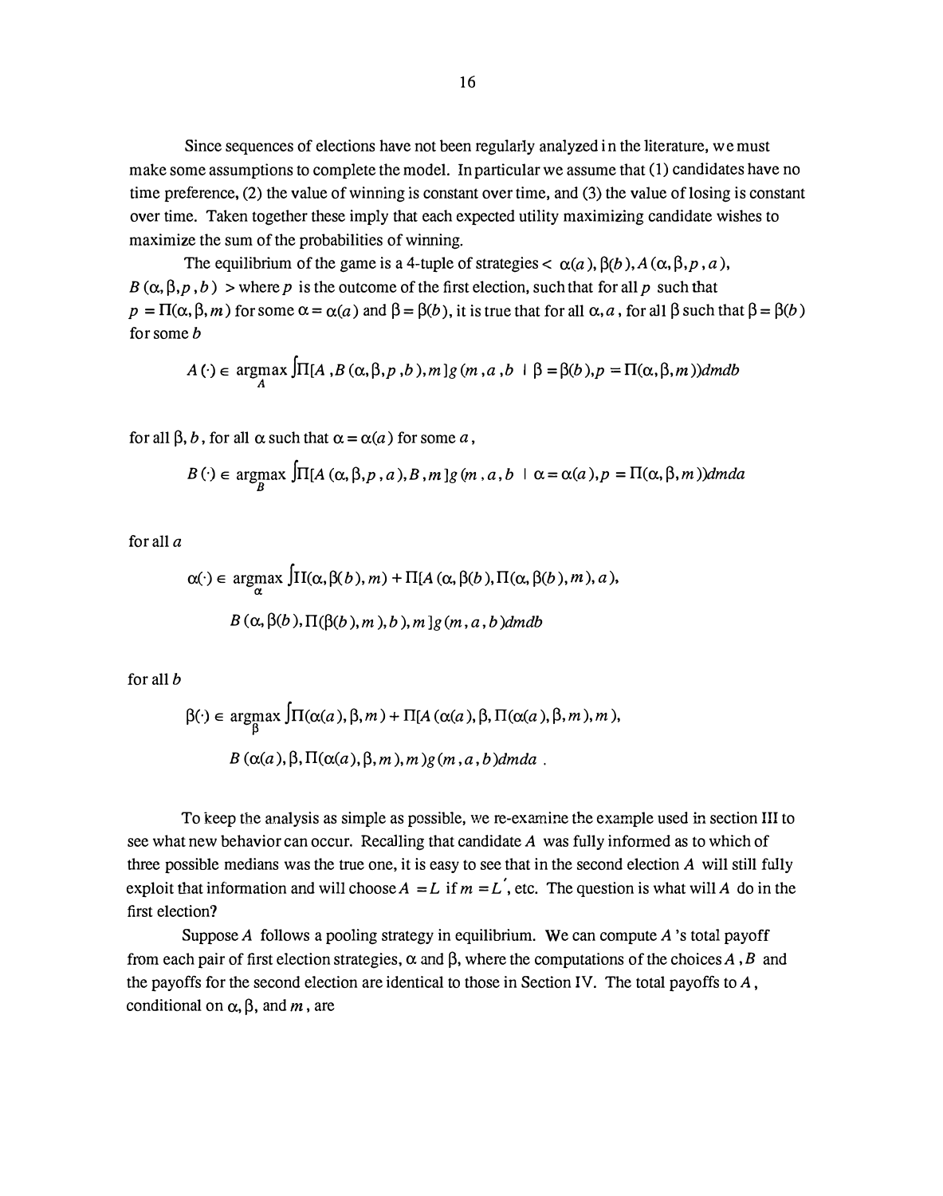Since sequences of elections have not been regularly analyzed in the literature, we must make some assumptions to complete the model. In particular we assume that (1) candidates have no time preference, (2) the value of winning is constant over time, and (3) the value of losing is constant over time. Taken together these imply that each expected utility maximizing candidate wishes to maximize the sum of the probabilities of winning.

The equilibrium of the game is a 4-tuple of strategies $< \alpha(a), \beta(b), A(\alpha, \beta, p, a), B(\alpha, \beta, p, b) >$ where $p$ is the outcome of the first election, such that for all $p$ such that $p = \Pi(\alpha, \beta, m)$ for some $\alpha = \alpha(a)$ and $\beta = \beta(b)$, it is true that for all $\alpha, a$, for all $\beta$ such that $\beta = \beta(b)$ for some $b$

$$A(\cdot) \in \underset{A}{\operatorname{argmax}} \int \Pi[A, B(\alpha, \beta, p, b), m] g(m, a, b \mid \beta = \beta(b), p = \Pi(\alpha, \beta, m)) dm db$$

for all $\beta, b$, for all $\alpha$ such that $\alpha = \alpha(a)$ for some $a$,

$$B(\cdot) \in \underset{B}{\operatorname{argmax}} \int \Pi[A(\alpha, \beta, p, a), B, m] g(m, a, b \mid \alpha = \alpha(a), p = \Pi(\alpha, \beta, m)) dm da$$

for all $a$

$$\alpha(\cdot) \in \underset{\alpha}{\operatorname{argmax}} \int \Pi(\alpha, \beta(b), m) + \Pi[A(\alpha, \beta(b), \Pi(\alpha, \beta(b), m), a), B(\alpha, \beta(b), \Pi(\beta(b), m), b), m] g(m, a, b) dm db$$

for all $b$

$$\beta(\cdot) \in \underset{\beta}{\operatorname{argmax}} \int \Pi(\alpha(a), \beta, m) + \Pi[A(\alpha(a), \beta, \Pi(\alpha(a), \beta, m), m), B(\alpha(a), \beta, \Pi(\alpha(a), \beta, m), m) g(m, a, b) dm da .$$

To keep the analysis as simple as possible, we re-examine the example used in section III to see what new behavior can occur. Recalling that candidate $A$ was fully informed as to which of three possible medians was the true one, it is easy to see that in the second election $A$ will still fully exploit that information and will choose $A = L$ if $m = L'$, etc. The question is what will $A$ do in the first election?

Suppose $A$ follows a pooling strategy in equilibrium. We can compute $A$'s total payoff from each pair of first election strategies, $\alpha$ and $\beta$, where the computations of the choices $A$, $B$ and the payoffs for the second election are identical to those in Section IV. The total payoffs to $A$, conditional on $\alpha, \beta$, and $m$, are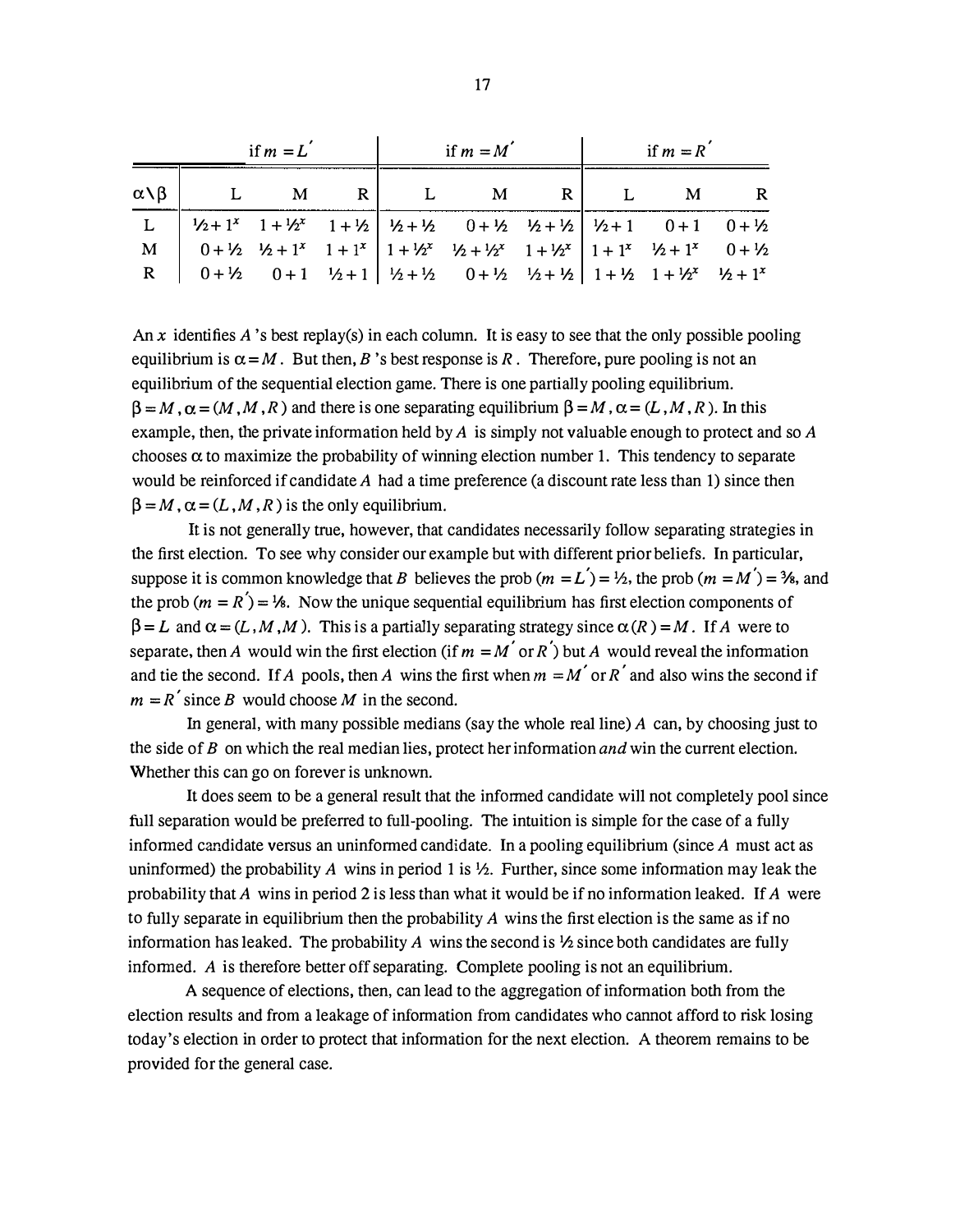| | if $m = L'$ | | | if $m = M'$ | | | if $m = R'$ | | |
|---|---|---|---|---|---|---|---|---|---|
| $\alpha \backslash \beta$ | L | M | R | L | M | R | L | M | R |
| L | $\frac{1}{2} + 1^x$ | $1 + \frac{1}{2}^x$ | $1 + \frac{1}{2}$ | $\frac{1}{2} + \frac{1}{2}$ | $0 + \frac{1}{2}$ | $\frac{1}{2} + \frac{1}{2}$ | $\frac{1}{2} + 1$ | $0 + 1$ | $0 + \frac{1}{2}$ |
| M | $0 + \frac{1}{2}$ | $\frac{1}{2} + 1^x$ | $1 + 1^x$ | $1 + \frac{1}{2}^x$ | $\frac{1}{2} + \frac{1}{2}^x$ | $1 + \frac{1}{2}^x$ | $1 + 1^x$ | $\frac{1}{2} + 1^x$ | $0 + \frac{1}{2}$ |
| R | $0 + \frac{1}{2}$ | $0 + 1$ | $\frac{1}{2} + 1$ | $\frac{1}{2} + \frac{1}{2}$ | $0 + \frac{1}{2}$ | $\frac{1}{2} + \frac{1}{2}$ | $1 + \frac{1}{2}$ | $1 + \frac{1}{2}^x$ | $\frac{1}{2} + 1^x$ |

An $x$ identifies $A$ 's best replay(s) in each column. It is easy to see that the only possible pooling equilibrium is $\alpha = M$. But then, $B$ 's best response is $R$. Therefore, pure pooling is not an equilibrium of the sequential election game. There is one partially pooling equilibrium. $\beta = M, \alpha = (M, M, R)$ and there is one separating equilibrium $\beta = M, \alpha = (L, M, R)$. In this example, then, the private information held by $A$ is simply not valuable enough to protect and so $A$ chooses $\alpha$ to maximize the probability of winning election number 1. This tendency to separate would be reinforced if candidate $A$ had a time preference (a discount rate less than 1) since then $\beta = M, \alpha = (L, M, R)$ is the only equilibrium.

It is not generally true, however, that candidates necessarily follow separating strategies in the first election. To see why consider our example but with different prior beliefs. In particular, suppose it is common knowledge that $B$ believes the prob $(m = L') = \frac{1}{2}$, the prob $(m = M') = \frac{3}{8}$, and the prob $(m = R') = \frac{1}{8}$. Now the unique sequential equilibrium has first election components of $\beta = L$ and $\alpha = (L, M, M)$. This is a partially separating strategy since $\alpha(R) = M$. If $A$ were to separate, then $A$ would win the first election (if $m = M'$ or $R'$) but $A$ would reveal the information and tie the second. If $A$ pools, then $A$ wins the first when $m = M'$ or $R'$ and also wins the second if $m = R'$ since $B$ would choose $M$ in the second.

In general, with many possible medians (say the whole real line) $A$ can, by choosing just to the side of $B$ on which the real median lies, protect her information *and* win the current election. Whether this can go on forever is unknown.

It does seem to be a general result that the informed candidate will not completely pool since full separation would be preferred to full-pooling. The intuition is simple for the case of a fully informed candidate versus an uninformed candidate. In a pooling equilibrium (since $A$ must act as uninformed) the probability $A$ wins in period 1 is $\frac{1}{2}$. Further, since some information may leak the probability that $A$ wins in period 2 is less than what it would be if no information leaked. If $A$ were to fully separate in equilibrium then the probability $A$ wins the first election is the same as if no information has leaked. The probability $A$ wins the second is $\frac{1}{2}$ since both candidates are fully informed. $A$ is therefore better off separating. Complete pooling is not an equilibrium.

A sequence of elections, then, can lead to the aggregation of information both from the election results and from a leakage of information from candidates who cannot afford to risk losing today's election in order to protect that information for the next election. A theorem remains to be provided for the general case.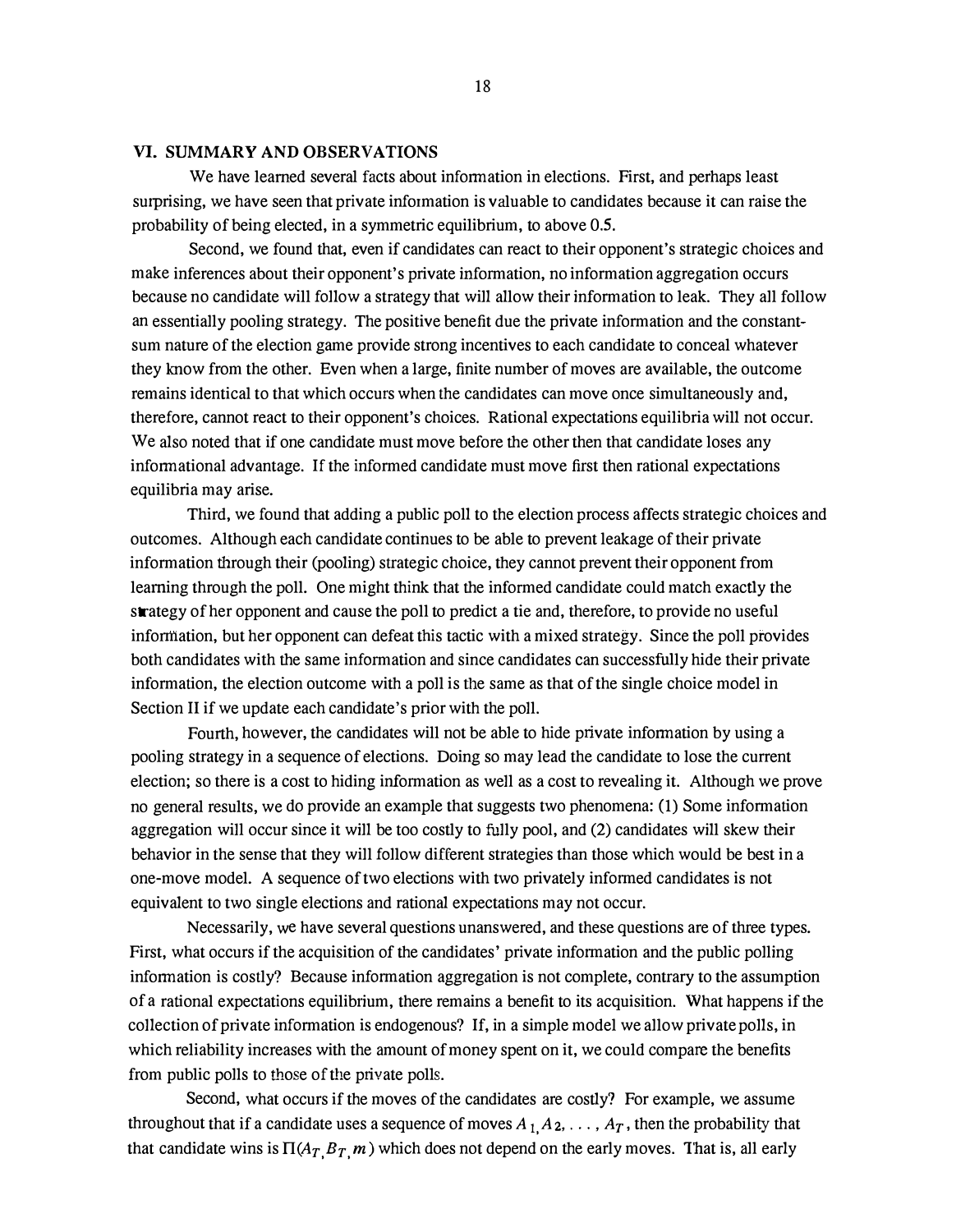## VI. SUMMARY AND OBSERVATIONS

We have learned several facts about information in elections. First, and perhaps least surprising, we have seen that private information is valuable to candidates because it can raise the probability of being elected, in a symmetric equilibrium, to above 0.5.

Second, we found that, even if candidates can react to their opponent's strategic choices and make inferences about their opponent's private information, no information aggregation occurs because no candidate will follow a strategy that will allow their information to leak. They all follow an essentially pooling strategy. The positive benefit due the private information and the constant-sum nature of the election game provide strong incentives to each candidate to conceal whatever they know from the other. Even when a large, finite number of moves are available, the outcome remains identical to that which occurs when the candidates can move once simultaneously and, therefore, cannot react to their opponent's choices. Rational expectations equilibria will not occur. We also noted that if one candidate must move before the other then that candidate loses any informational advantage. If the informed candidate must move first then rational expectations equilibria may arise.

Third, we found that adding a public poll to the election process affects strategic choices and outcomes. Although each candidate continues to be able to prevent leakage of their private information through their (pooling) strategic choice, they cannot prevent their opponent from learning through the poll. One might think that the informed candidate could match exactly the strategy of her opponent and cause the poll to predict a tie and, therefore, to provide no useful information, but her opponent can defeat this tactic with a mixed strategy. Since the poll provides both candidates with the same information and since candidates can successfully hide their private information, the election outcome with a poll is the same as that of the single choice model in Section II if we update each candidate's prior with the poll.

Fourth, however, the candidates will not be able to hide private information by using a pooling strategy in a sequence of elections. Doing so may lead the candidate to lose the current election; so there is a cost to hiding information as well as a cost to revealing it. Although we prove no general results, we do provide an example that suggests two phenomena: (1) Some information aggregation will occur since it will be too costly to fully pool, and (2) candidates will skew their behavior in the sense that they will follow different strategies than those which would be best in a one-move model. A sequence of two elections with two privately informed candidates is not equivalent to two single elections and rational expectations may not occur.

Necessarily, we have several questions unanswered, and these questions are of three types. First, what occurs if the acquisition of the candidates' private information and the public polling information is costly? Because information aggregation is not complete, contrary to the assumption of a rational expectations equilibrium, there remains a benefit to its acquisition. What happens if the collection of private information is endogenous? If, in a simple model we allow private polls, in which reliability increases with the amount of money spent on it, we could compare the benefits from public polls to those of the private polls.

Second, what occurs if the moves of the candidates are costly? For example, we assume throughout that if a candidate uses a sequence of moves $A_1, A_2, \ldots, A_T$, then the probability that that candidate wins is $\Pi(A_T, B_T, m)$ which does not depend on the early moves. That is, all early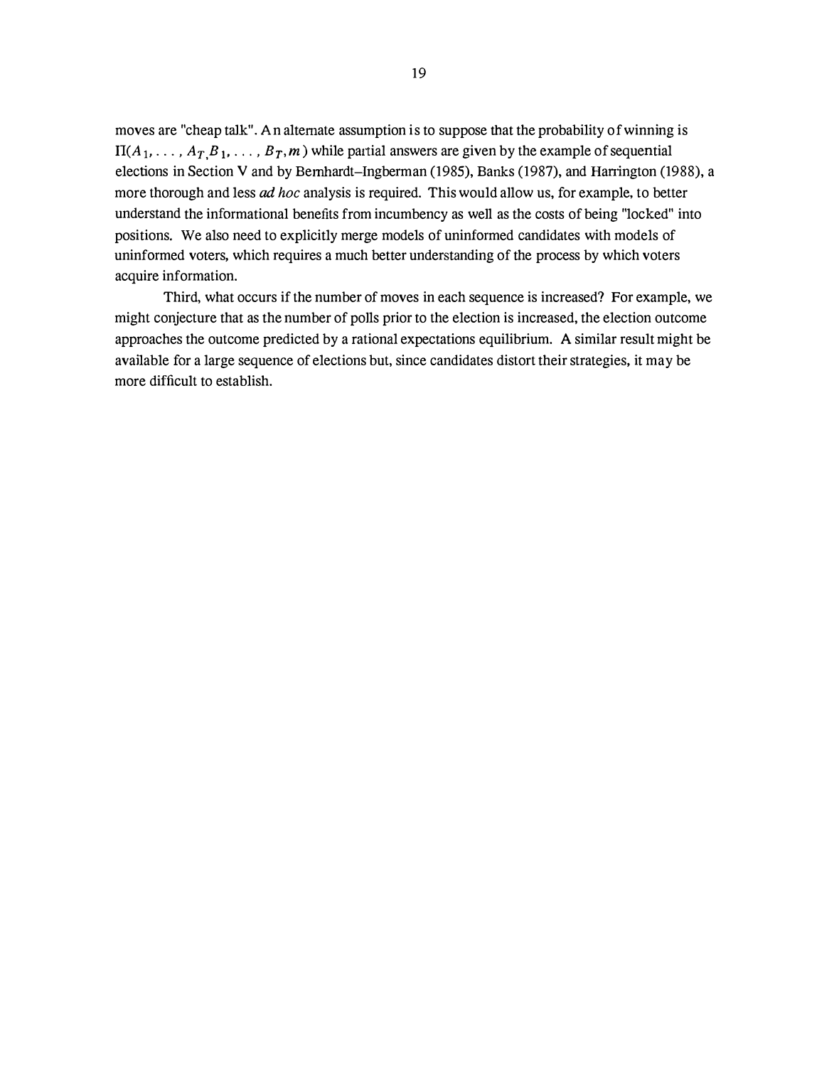moves are "cheap talk". An alternate assumption is to suppose that the probability of winning is $\Pi(A_1, \ldots, A_T, B_1, \ldots, B_T, m)$ while partial answers are given by the example of sequential elections in Section V and by Bernhardt–Ingberman (1985), Banks (1987), and Harrington (1988), a more thorough and less *ad hoc* analysis is required. This would allow us, for example, to better understand the informational benefits from incumbency as well as the costs of being "locked" into positions. We also need to explicitly merge models of uninformed candidates with models of uninformed voters, which requires a much better understanding of the process by which voters acquire information.

Third, what occurs if the number of moves in each sequence is increased? For example, we might conjecture that as the number of polls prior to the election is increased, the election outcome approaches the outcome predicted by a rational expectations equilibrium. A similar result might be available for a large sequence of elections but, since candidates distort their strategies, it may be more difficult to establish.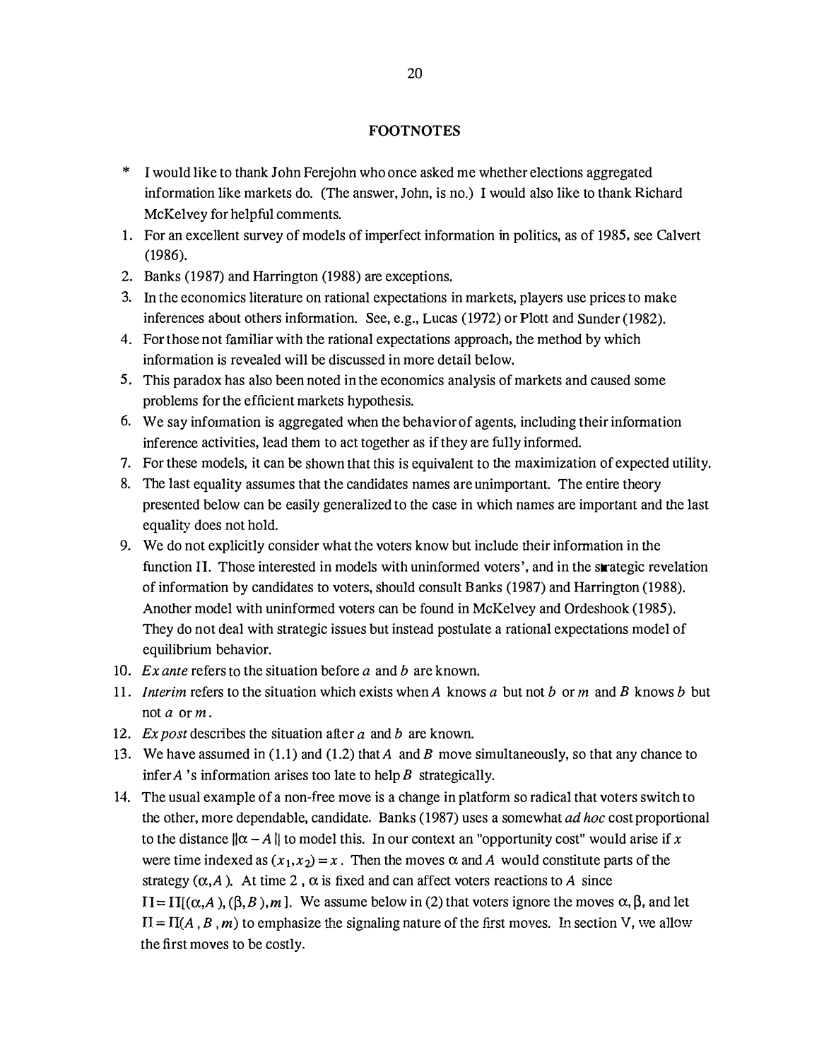## FOOTNOTES

\* I would like to thank John Ferejohn who once asked me whether elections aggregated information like markets do. (The answer, John, is no.) I would also like to thank Richard McKelvey for helpful comments.

1. For an excellent survey of models of imperfect information in politics, as of 1985, see Calvert (1986).
2. Banks (1987) and Harrington (1988) are exceptions.
3. In the economics literature on rational expectations in markets, players use prices to make inferences about others information. See, e.g., Lucas (1972) or Plott and Sunder (1982).
4. For those not familiar with the rational expectations approach, the method by which information is revealed will be discussed in more detail below.
5. This paradox has also been noted in the economics analysis of markets and caused some problems for the efficient markets hypothesis.
6. We say information is aggregated when the behavior of agents, including their information inference activities, lead them to act together as if they are fully informed.
7. For these models, it can be shown that this is equivalent to the maximization of expected utility.
8. The last equality assumes that the candidates names are unimportant. The entire theory presented below can be easily generalized to the case in which names are important and the last equality does not hold.
9. We do not explicitly consider what the voters know but include their information in the function $\Pi$. Those interested in models with uninformed voters', and in the strategic revelation of information by candidates to voters, should consult Banks (1987) and Harrington (1988). Another model with uninformed voters can be found in McKelvey and Ordeshook (1985). They do not deal with strategic issues but instead postulate a rational expectations model of equilibrium behavior.
10. *Ex ante* refers to the situation before $a$ and $b$ are known.
11. *Interim* refers to the situation which exists when $A$ knows $a$ but not $b$ or $m$ and $B$ knows $b$ but not $a$ or $m$.
12. *Ex post* describes the situation after $a$ and $b$ are known.
13. We have assumed in (1.1) and (1.2) that $A$ and $B$ move simultaneously, so that any chance to infer $A$ 's information arises too late to help $B$ strategically.
14. The usual example of a non-free move is a change in platform so radical that voters switch to the other, more dependable, candidate. Banks (1987) uses a somewhat *ad hoc* cost proportional to the distance $\|\alpha - A\|$ to model this. In our context an "opportunity cost" would arise if $x$ were time indexed as $(x_1, x_2) = x$. Then the moves $\alpha$ and $A$ would constitute parts of the strategy $(\alpha, A)$. At time 2, $\alpha$ is fixed and can affect voters reactions to $A$ since $\Pi = \Pi[(\alpha, A), (\beta, B), m]$. We assume below in (2) that voters ignore the moves $\alpha, \beta$, and let $\Pi = \Pi(A, B, m)$ to emphasize the signaling nature of the first moves. In section V, we allow the first moves to be costly.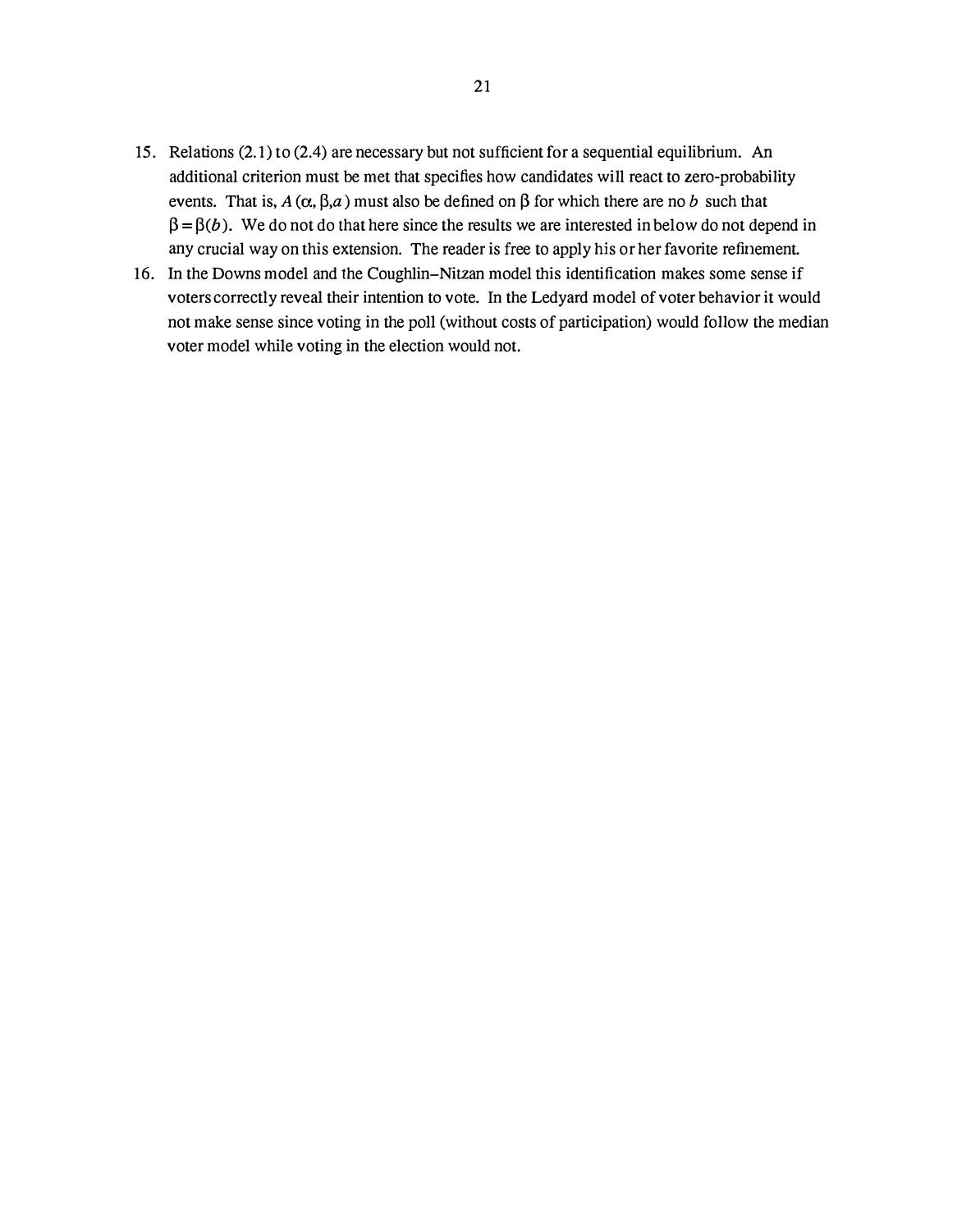15. Relations (2.1) to (2.4) are necessary but not sufficient for a sequential equilibrium. An additional criterion must be met that specifies how candidates will react to zero-probability events. That is, $A(\alpha, \beta, a)$ must also be defined on $\beta$ for which there are no $b$ such that $\beta = \beta(b)$. We do not do that here since the results we are interested in below do not depend in any crucial way on this extension. The reader is free to apply his or her favorite refinement.
16. In the Downs model and the Coughlin–Nitzan model this identification makes some sense if voters correctly reveal their intention to vote. In the Ledyard model of voter behavior it would not make sense since voting in the poll (without costs of participation) would follow the median voter model while voting in the election would not.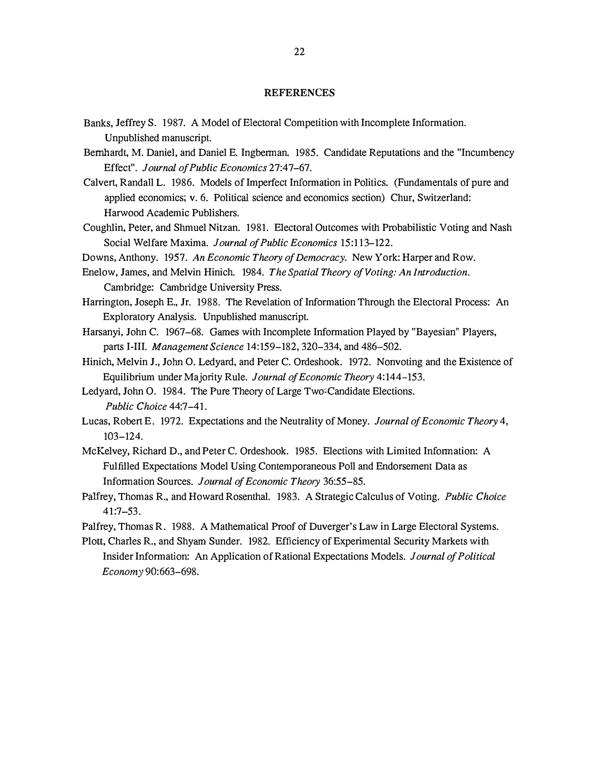## REFERENCES

Banks, Jeffrey S. 1987. A Model of Electoral Competition with Incomplete Information. Unpublished manuscript.

Bernhardt, M. Daniel, and Daniel E. Ingberman. 1985. Candidate Reputations and the "Incumbency Effect". *Journal of Public Economics* 27:47–67.

Calvert, Randall L. 1986. Models of Imperfect Information in Politics. (Fundamentals of pure and applied economics; v. 6. Political science and economics section) Chur, Switzerland: Harwood Academic Publishers.

Coughlin, Peter, and Shmuel Nitzan. 1981. Electoral Outcomes with Probabilistic Voting and Nash Social Welfare Maxima. *Journal of Public Economics* 15:113–122.

Downs, Anthony. 1957. *An Economic Theory of Democracy*. New York: Harper and Row.

Enelow, James, and Melvin Hinich. 1984. *The Spatial Theory of Voting: An Introduction*. Cambridge: Cambridge University Press.

Harrington, Joseph E., Jr. 1988. The Revelation of Information Through the Electoral Process: An Exploratory Analysis. Unpublished manuscript.

Harsanyi, John C. 1967–68. Games with Incomplete Information Played by "Bayesian" Players, parts I-III. *Management Science* 14:159–182, 320–334, and 486–502.

Hinich, Melvin J., John O. Ledyard, and Peter C. Ordeshook. 1972. Nonvoting and the Existence of Equilibrium under Majority Rule. *Journal of Economic Theory* 4:144–153.

Ledyard, John O. 1984. The Pure Theory of Large Two-Candidate Elections. *Public Choice* 44:7–41.

Lucas, Robert E. 1972. Expectations and the Neutrality of Money. *Journal of Economic Theory* 4, 103–124.

McKelvey, Richard D., and Peter C. Ordeshook. 1985. Elections with Limited Information: A Fulfilled Expectations Model Using Contemporaneous Poll and Endorsement Data as Information Sources. *Journal of Economic Theory* 36:55–85.

Palfrey, Thomas R., and Howard Rosenthal. 1983. A Strategic Calculus of Voting. *Public Choice* 41:7–53.

Palfrey, Thomas R. 1988. A Mathematical Proof of Duverger's Law in Large Electoral Systems.

Plott, Charles R., and Shyam Sunder. 1982. Efficiency of Experimental Security Markets with Insider Information: An Application of Rational Expectations Models. *Journal of Political Economy* 90:663–698.